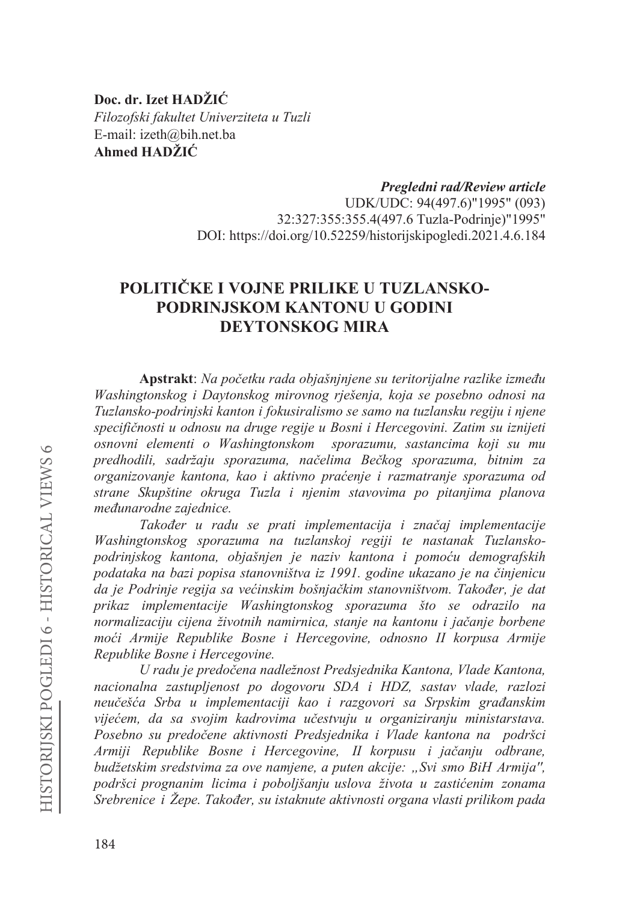**Doc. dr. Izet HADŽIĆ**
*Filozofski fakultet Univerziteta u Tuzli*
E-mail: izeth@bih.net.ba
**Ahmed HADŽIĆ**

***Pregledni rad/Review article***
UDK/UDC: 94(497.6)"1995" (093)
32:327:355:355.4(497.6 Tuzla-Podrinje)"1995"
DOI: https://doi.org/10.52259/historijskipogledi.2021.4.6.184

# POLITIČKE I VOJNE PRILIKE U TUZLANSKO-PODRINJSKOM KANTONU U GODINI DEYTONSKOG MIRA

**Apstrakt**: *Na početku rada objašnjnjene su teritorijalne razlike između Washingtonskog i Daytonskog mirovnog rješenja, koja se posebno odnosi na Tuzlansko-podrinjski kanton i fokusiralismo se samo na tuzlansku regiju i njene specifičnosti u odnosu na druge regije u Bosni i Hercegovini. Zatim su iznijeti osnovni elementi o Washingtonskom sporazumu, sastancima koji su mu predhodili, sadržaju sporazuma, načelima Bečkog sporazuma, bitnim za organizovanje kantona, kao i aktivno praćenje i razmatranje sporazuma od strane Skupštine okruga Tuzla i njenim stavovima po pitanjima planova međunarodne zajednice.*

*Također u radu se prati implementacija i značaj implementacije Washingtonskog sporazuma na tuzlanskoj regiji te nastanak Tuzlansko-podrinjskog kantona, objašnjen je naziv kantona i pomoću demografskih podataka na bazi popisa stanovništva iz 1991. godine ukazano je na činjenicu da je Podrinje regija sa većinskim bošnjačkim stanovništvom. Također, je dat prikaz implementacije Washingtonskog sporazuma što se odrazilo na normalizaciju cijena životnih namirnica, stanje na kantonu i jačanje borbene moći Armije Republike Bosne i Hercegovine, odnosno II korpusa Armije Republike Bosne i Hercegovine.*

*U radu je predočena nadležnost Predsjednika Kantona, Vlade Kantona, nacionalna zastupljenost po dogovoru SDA i HDZ, sastav vlade, razlozi neučešća Srba u implementaciji kao i razgovori sa Srpskim građanskim vijećem, da sa svojim kadrovima učestvuju u organiziranju ministarstava. Posebno su predočene aktivnosti Predsjednika i Vlade kantona na podršci Armiji Republike Bosne i Hercegovine, II korpusu i jačanju odbrane, budžetskim sredstvima za ove namjene, a puten akcije: „Svi smo BiH Armija", podršci prognanim licima i poboljšanju uslova života u zastićenim zonama Srebrenice i Žepe. Također, su istaknute aktivnosti organa vlasti prilikom pada*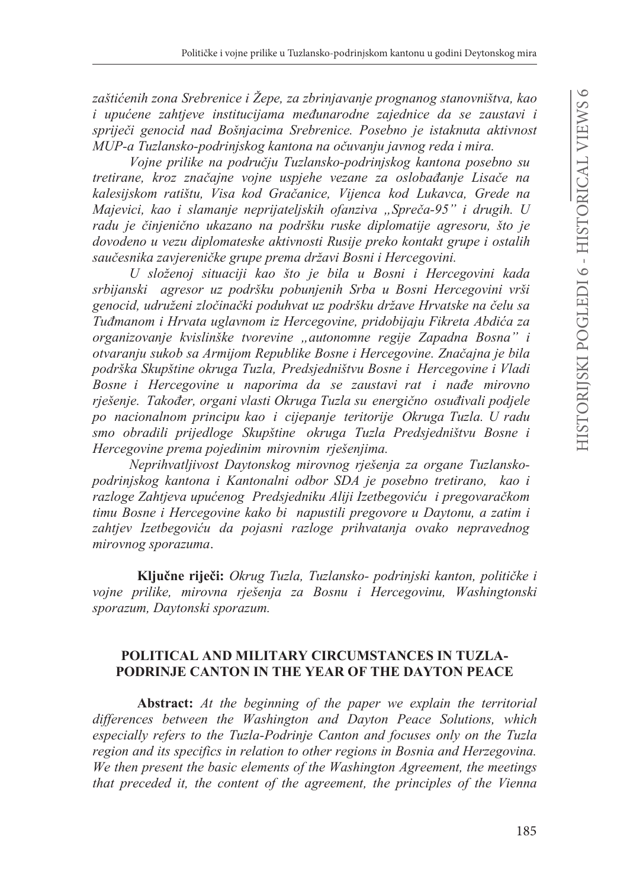*zaštićenih zona Srebrenice i Žepe, za zbrinjavanje prognanog stanovništva, kao i upućene zahtjeve institucijama međunarodne zajednice da se zaustavi i spriječi genocid nad Bošnjacima Srebrenice. Posebno je istaknuta aktivnost MUP-a Tuzlansko-podrinjskog kantona na očuvanju javnog reda i mira.*

*Vojne prilike na području Tuzlansko-podrinjskog kantona posebno su tretirane, kroz značajne vojne uspjehe vezane za oslobađanje Lisače na kalesijskom ratištu, Visa kod Gračanice, Vijenca kod Lukavca, Grede na Majevici, kao i slamanje neprijateljskih ofanziva „Spreča-95" i drugih. U radu je činjenično ukazano na podršku ruske diplomatije agresoru, što je dovodeno u vezu diplomateske aktivnosti Rusije preko kontakt grupe i ostalih saučesnika zavjereničke grupe prema državi Bosni i Hercegovini.*

*U složenoj situaciji kao što je bila u Bosni i Hercegovini kada srbijanski agresor uz podršku pobunjenih Srba u Bosni Hercegovini vrši genocid, udruženi zločinački poduhvat uz podršku države Hrvatske na čelu sa Tuđmanom i Hrvata uglavnom iz Hercegovine, pridobijaju Fikreta Abdića za organizovanje kvislinške tvorevine „autonomne regije Zapadna Bosna" i otvaranju sukob sa Armijom Republike Bosne i Hercegovine. Značajna je bila podrška Skupštine okruga Tuzla, Predsjedništvu Bosne i Hercegovine i Vladi Bosne i Hercegovine u naporima da se zaustavi rat i nađe mirovno rješenje. Također, organi vlasti Okruga Tuzla su energično osuđivali podjele po nacionalnom principu kao i cijepanje teritorije Okruga Tuzla. U radu smo obradili prijedloge Skupštine okruga Tuzla Predsjedništvu Bosne i Hercegovine prema pojedinim mirovnim rješenjima.*

*Neprihvatljivost Daytonskog mirovnog rješenja za organe Tuzlansko-podrinjskog kantona i Kantonalni odbor SDA je posebno tretirano, kao i razloge Zahtjeva upućenog Predsjedniku Aliji Izetbegoviću i pregovaračkom timu Bosne i Hercegovine kako bi napustili pregovore u Daytonu, a zatim i zahtjev Izetbegoviću da pojasni razloge prihvatanja ovako nepravednog mirovnog sporazuma*.

**Ključne riječi:** *Okrug Tuzla, Tuzlansko- podrinjski kanton, političke i vojne prilike, mirovna rješenja za Bosnu i Hercegovinu, Washingtonski sporazum, Daytonski sporazum.*

## POLITICAL AND MILITARY CIRCUMSTANCES IN TUZLA-PODRINJE CANTON IN THE YEAR OF THE DAYTON PEACE

**Abstract:** *At the beginning of the paper we explain the territorial differences between the Washington and Dayton Peace Solutions, which especially refers to the Tuzla-Podrinje Canton and focuses only on the Tuzla region and its specifics in relation to other regions in Bosnia and Herzegovina. We then present the basic elements of the Washington Agreement, the meetings that preceded it, the content of the agreement, the principles of the Vienna*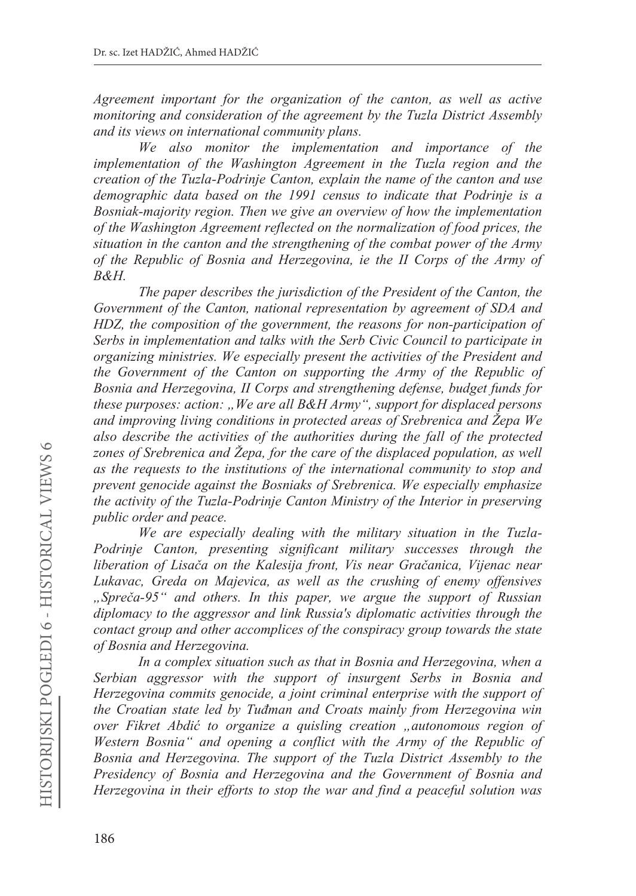*Agreement important for the organization of the canton, as well as active monitoring and consideration of the agreement by the Tuzla District Assembly and its views on international community plans.*

*We also monitor the implementation and importance of the implementation of the Washington Agreement in the Tuzla region and the creation of the Tuzla-Podrinje Canton, explain the name of the canton and use demographic data based on the 1991 census to indicate that Podrinje is a Bosniak-majority region. Then we give an overview of how the implementation of the Washington Agreement reflected on the normalization of food prices, the situation in the canton and the strengthening of the combat power of the Army of the Republic of Bosnia and Herzegovina, ie the II Corps of the Army of B&H.*

*The paper describes the jurisdiction of the President of the Canton, the Government of the Canton, national representation by agreement of SDA and HDZ, the composition of the government, the reasons for non-participation of Serbs in implementation and talks with the Serb Civic Council to participate in organizing ministries. We especially present the activities of the President and the Government of the Canton on supporting the Army of the Republic of Bosnia and Herzegovina, II Corps and strengthening defense, budget funds for these purposes: action: „We are all B&H Army", support for displaced persons and improving living conditions in protected areas of Srebrenica and Žepa We also describe the activities of the authorities during the fall of the protected zones of Srebrenica and Žepa, for the care of the displaced population, as well as the requests to the institutions of the international community to stop and prevent genocide against the Bosniaks of Srebrenica. We especially emphasize the activity of the Tuzla-Podrinje Canton Ministry of the Interior in preserving public order and peace.*

*We are especially dealing with the military situation in the Tuzla-Podrinje Canton, presenting significant military successes through the liberation of Lisača on the Kalesija front, Vis near Gračanica, Vijenac near Lukavac, Greda on Majevica, as well as the crushing of enemy offensives „Spreča-95" and others. In this paper, we argue the support of Russian diplomacy to the aggressor and link Russia's diplomatic activities through the contact group and other accomplices of the conspiracy group towards the state of Bosnia and Herzegovina.*

*In a complex situation such as that in Bosnia and Herzegovina, when a Serbian aggressor with the support of insurgent Serbs in Bosnia and Herzegovina commits genocide, a joint criminal enterprise with the support of the Croatian state led by Tuđman and Croats mainly from Herzegovina win over Fikret Abdić to organize a quisling creation „autonomous region of Western Bosnia" and opening a conflict with the Army of the Republic of Bosnia and Herzegovina. The support of the Tuzla District Assembly to the Presidency of Bosnia and Herzegovina and the Government of Bosnia and Herzegovina in their efforts to stop the war and find a peaceful solution was*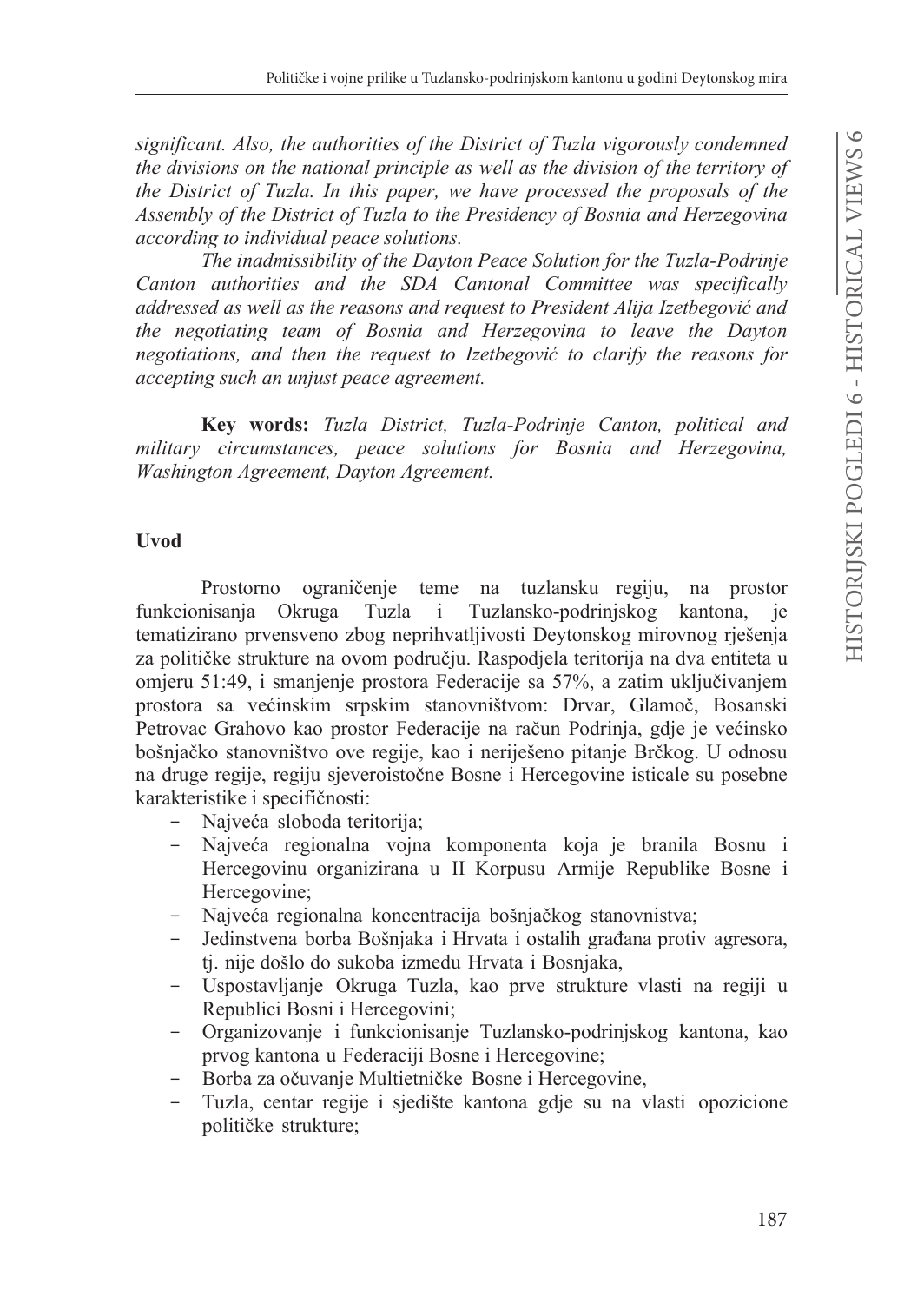*significant. Also, the authorities of the District of Tuzla vigorously condemned the divisions on the national principle as well as the division of the territory of the District of Tuzla. In this paper, we have processed the proposals of the Assembly of the District of Tuzla to the Presidency of Bosnia and Herzegovina according to individual peace solutions.*

*The inadmissibility of the Dayton Peace Solution for the Tuzla-Podrinje Canton authorities and the SDA Cantonal Committee was specifically addressed as well as the reasons and request to President Alija Izetbegović and the negotiating team of Bosnia and Herzegovina to leave the Dayton negotiations, and then the request to Izetbegović to clarify the reasons for accepting such an unjust peace agreement.*

**Key words:** *Tuzla District, Tuzla-Podrinje Canton, political and military circumstances, peace solutions for Bosnia and Herzegovina, Washington Agreement, Dayton Agreement.*

## Uvod

Prostorno ograničenje teme na tuzlansku regiju, na prostor funkcionisanja Okruga Tuzla i Tuzlansko-podrinjskog kantona, je tematizirano prvensveno zbog neprihvatljivosti Deytonskog mirovnog rješenja za političke strukture na ovom području. Raspodjela teritorija na dva entiteta u omjeru 51:49, i smanjenje prostora Federacije sa 57%, a zatim uključivanjem prostora sa većinskim srpskim stanovništvom: Drvar, Glamoč, Bosanski Petrovac Grahovo kao prostor Federacije na račun Podrinja, gdje je većinsko bošnjačko stanovništvo ove regije, kao i neriješeno pitanje Brčkog. U odnosu na druge regije, regiju sjeveroistočne Bosne i Hercegovine isticale su posebne karakteristike i specifičnosti:

- Najveća sloboda teritorija;
- Najveća regionalna vojna komponenta koja je branila Bosnu i Hercegovinu organizirana u II Korpusu Armije Republike Bosne i Hercegovine;
- Najveća regionalna koncentracija bošnjačkog stanovnistva;
- Jedinstvena borba Bošnjaka i Hrvata i ostalih građana protiv agresora, tj. nije došlo do sukoba izmedu Hrvata i Bosnjaka,
- Uspostavljanje Okruga Tuzla, kao prve strukture vlasti na regiji u Republici Bosni i Hercegovini;
- Organizovanje i funkcionisanje Tuzlansko-podrinjskog kantona, kao prvog kantona u Federaciji Bosne i Hercegovine;
- Borba za očuvanje Multietničke Bosne i Hercegovine,
- Tuzla, centar regije i sjedište kantona gdje su na vlasti opozicione političke strukture;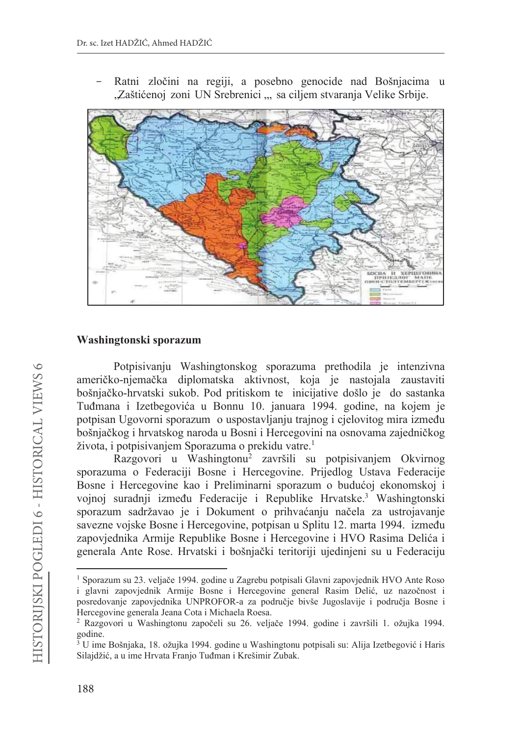- Ratni zločini na regiji, a posebno genocide nad Bošnjacima u „Zaštićenoj zoni UN Srebrenici „„ sa ciljem stvaranja Velike Srbije.

## Washingtonski sporazum

Potpisivanju Washingtonskog sporazuma prethodila je intenzivna američko-njemačka diplomatska aktivnost, koja je nastojala zaustaviti bošnjačko-hrvatski sukob. Pod pritiskom te inicijative došlo je do sastanka Tuđmana i Izetbegovića u Bonnu 10. januara 1994. godine, na kojem je potpisan Ugovorni sporazum o uspostavljanju trajnog i cjelovitog mira između bošnjačkog i hrvatskog naroda u Bosni i Hercegovini na osnovama zajedničkog života, i potpisivanjem Sporazuma o prekidu vatre.[1]

Razgovori u Washingtonu[2] završili su potpisivanjem Okvirnog sporazuma o Federaciji Bosne i Hercegovine. Prijedlog Ustava Federacije Bosne i Hercegovine kao i Preliminarni sporazum o budućoj ekonomskoj i vojnoj suradnji između Federacije i Republike Hrvatske.[3] Washingtonski sporazum sadržavao je i Dokument o prihvaćanju načela za ustrojavanje savezne vojske Bosne i Hercegovine, potpisan u Splitu 12. marta 1994. između zapovjednika Armije Republike Bosne i Hercegovine i HVO Rasima Delića i generala Ante Rose. Hrvatski i bošnjački teritoriji ujedinjeni su u Federaciju

---

[1] Sporazum su 23. veljače 1994. godine u Zagrebu potpisali Glavni zapovjednik HVO Ante Roso i glavni zapovjednik Armije Bosne i Hercegovine general Rasim Delić, uz nazočnost i posredovanje zapovjednika UNPROFOR-a za područje bivše Jugoslavije i područja Bosne i Hercegovine generala Jeana Cota i Michaela Roesa.

[2] Razgovori u Washingtonu započeli su 26. veljače 1994. godine i završili 1. ožujka 1994. godine.

[3] U ime Bošnjaka, 18. ožujka 1994. godine u Washingtonu potpisali su: Alija Izetbegović i Haris Silajdžić, a u ime Hrvata Franjo Tuđman i Krešimir Zubak.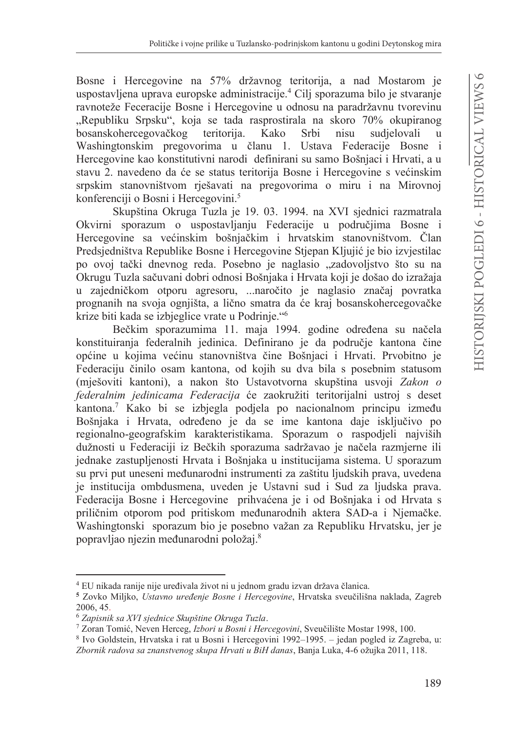Bosne i Hercegovine na 57% državnog teritorija, a nad Mostarom je uspostavljena uprava europske administracije.[4] Cilj sporazuma bilo je stvaranje ravnoteže Feceracije Bosne i Hercegovine u odnosu na paradržavnu tvorevinu „Republiku Srpsku“, koja se tada rasprostirala na skoro 70% okupiranog bosanskohercegovačkog teritorija. Kako Srbi nisu sudjelovali u Washingtonskim pregovorima u članu 1. Ustava Federacije Bosne i Hercegovine kao konstitutivni narodi definirani su samo Bošnjaci i Hrvati, a u stavu 2. navedeno da će se status teritorija Bosne i Hercegovine s većinskim srpskim stanovništvom rješavati na pregovorima o miru i na Mirovnoj konferenciji o Bosni i Hercegovini.[5]

Skupština Okruga Tuzla je 19. 03. 1994. na XVI sjednici razmatrala Okvirni sporazum o uspostavljanju Federacije u područjima Bosne i Hercegovine sa većinskim bošnjačkim i hrvatskim stanovništvom. Član Predsjedništva Republike Bosne i Hercegovine Stjepan Kljujić je bio izvjestilac po ovoj tački dnevnog reda. Posebno je naglasio „zadovoljstvo što su na Okrugu Tuzla sačuvani dobri odnosi Bošnjaka i Hrvata koji je došao do izražaja u zajedničkom otporu agresoru, ...naročito je naglasio značaj povratka prognanih na svoja ognjišta, a lično smatra da će kraj bosanskohercegovačke krize biti kada se izbjeglice vrate u Podrinje.“[6]

Bečkim sporazumima 11. maja 1994. godine određena su načela konstituiranja federalnih jedinica. Definirano je da područje kantona čine općine u kojima većinu stanovništva čine Bošnjaci i Hrvati. Prvobitno je Federaciju činilo osam kantona, od kojih su dva bila s posebnim statusom (mješoviti kantoni), a nakon što Ustavotvorna skupština usvoji *Zakon o federalnim jedinicama Federacija* će zaokružiti teritorijalni ustroj s deset kantona.[7] Kako bi se izbjegla podjela po nacionalnom principu između Bošnjaka i Hrvata, određeno je da se ime kantona daje isključivo po regionalno-geografskim karakteristikama. Sporazum o raspodjeli najviših dužnosti u Federaciji iz Bečkih sporazuma sadržavao je načela razmjerne ili jednake zastupljenosti Hrvata i Bošnjaka u institucijama sistema. U sporazum su prvi put uneseni međunarodni instrumenti za zaštitu ljudskih prava, uvedena je institucija ombdusmena, uveden je Ustavni sud i Sud za ljudska prava. Federacija Bosne i Hercegovine prihvaćena je i od Bošnjaka i od Hrvata s priličnim otporom pod pritiskom međunarodnih aktera SAD-a i Njemačke. Washingtonski sporazum bio je posebno važan za Republiku Hrvatsku, jer je popravljao njezin međunarodni položaj.[8]

---

[4] EU nikada ranije nije uređivala život ni u jednom gradu izvan država članica.

[5] Zovko Miljko, *Ustavno uređenje Bosne i Hercegovine*, Hrvatska sveučilišna naklada, Zagreb 2006, 45.

[6] *Zapisnik sa XVI sjednice Skupštine Okruga Tuzla*.

[7] Zoran Tomić, Neven Herceg, *Izbori u Bosni i Hercegovini*, Sveučilište Mostar 1998, 100.

[8] Ivo Goldstein, Hrvatska i rat u Bosni i Hercegovini 1992–1995. – jedan pogled iz Zagreba, u: *Zbornik radova sa znanstvenog skupa Hrvati u BiH danas*, Banja Luka, 4-6 ožujka 2011, 118.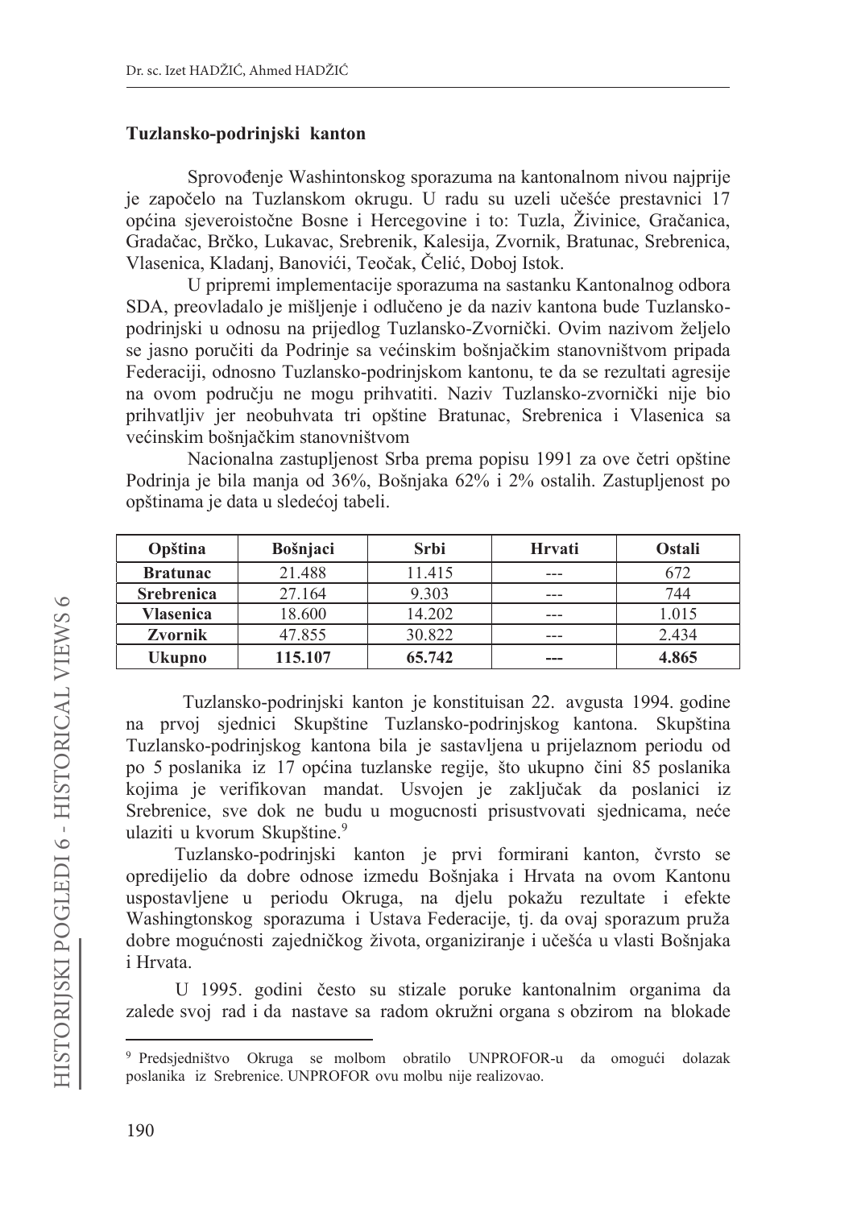### Tuzlansko-podrinjski kanton

Sprovođenje Washintonskog sporazuma na kantonalnom nivou najprije je započelo na Tuzlanskom okrugu. U radu su uzeli učešće prestavnici 17 općina sjeveroistočne Bosne i Hercegovine i to: Tuzla, Živinice, Gračanica, Gradačac, Brčko, Lukavac, Srebrenik, Kalesija, Zvornik, Bratunac, Srebrenica, Vlasenica, Kladanj, Banovići, Teočak, Čelić, Doboj Istok.

U pripremi implementacije sporazuma na sastanku Kantonalnog odbora SDA, preovladalo je mišljenje i odlučeno je da naziv kantona bude Tuzlansko-podrinjski u odnosu na prijedlog Tuzlansko-Zvornički. Ovim nazivom željelo se jasno poručiti da Podrinje sa većinskim bošnjačkim stanovništvom pripada Federaciji, odnosno Tuzlansko-podrinjskom kantonu, te da se rezultati agresije na ovom području ne mogu prihvatiti. Naziv Tuzlansko-zvornički nije bio prihvatljiv jer neobuhvata tri opštine Bratunac, Srebrenica i Vlasenica sa većinskim bošnjačkim stanovništvom

Nacionalna zastupljenost Srba prema popisu 1991 za ove četri opštine Podrinja je bila manja od 36%, Bošnjaka 62% i 2% ostalih. Zastupljenost po opštinama je data u sledećoj tabeli.

| Opština | Bošnjaci | Srbi | Hrvati | Ostali |
|---|---|---|---|---|
| **Bratunac** | 21.488 | 11.415 | --- | 672 |
| **Srebrenica** | 27.164 | 9.303 | --- | 744 |
| **Vlasenica** | 18.600 | 14.202 | --- | 1.015 |
| **Zvornik** | 47.855 | 30.822 | --- | 2.434 |
| **Ukupno** | **115.107** | **65.742** | **---** | **4.865** |

Tuzlansko-podrinjski kanton je konstituisan 22. avgusta 1994. godine na prvoj sjednici Skupštine Tuzlansko-podrinjskog kantona. Skupština Tuzlansko-podrinjskog kantona bila je sastavljena u prijelaznom periodu od po 5 poslanika iz 17 općina tuzlanske regije, što ukupno čini 85 poslanika kojima je verifikovan mandat. Usvojen je zaključak da poslanici iz Srebrenice, sve dok ne budu u mogucnosti prisustvovati sjednicama, neće ulaziti u kvorum Skupštine.[9]

Tuzlansko-podrinjski kanton je prvi formirani kanton, čvrsto se opredijelio da dobre odnose izmedu Bošnjaka i Hrvata na ovom Kantonu uspostavljene u periodu Okruga, na djelu pokažu rezultate i efekte Washingtonskog sporazuma i Ustava Federacije, tj. da ovaj sporazum pruža dobre mogućnosti zajedničkog života, organiziranje i učešća u vlasti Bošnjaka i Hrvata.

U 1995. godini često su stizale poruke kantonalnim organima da zalede svoj rad i da nastave sa radom okružni organa s obzirom na blokade

---

[9] Predsjedništvo Okruga se molbom obratilo UNPROFOR-u da omogući dolazak poslanika iz Srebrenice. UNPROFOR ovu molbu nije realizovao.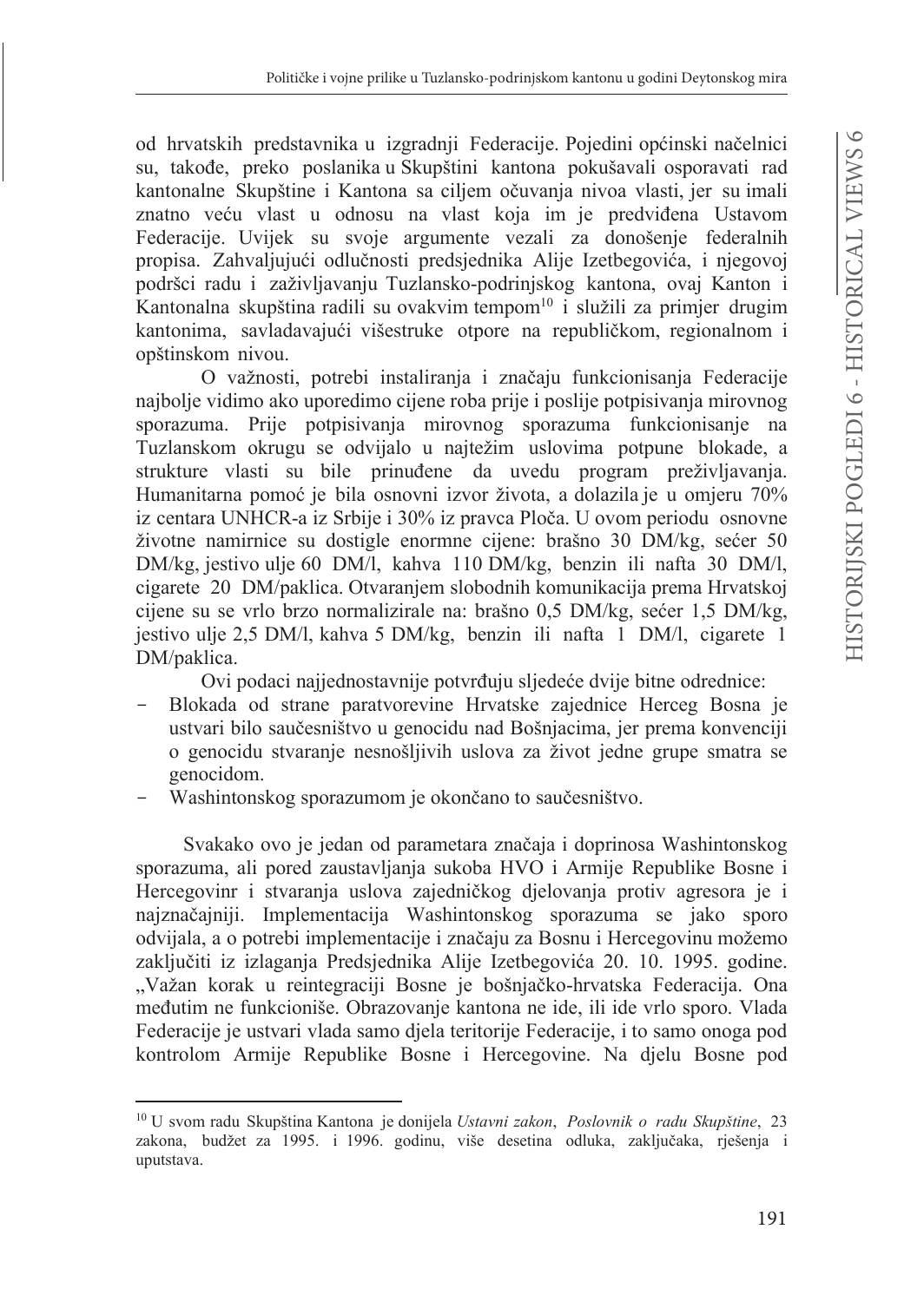od hrvatskih predstavnika u izgradnji Federacije. Pojedini općinski načelnici su, također, preko poslanika u Skupštini kantona pokušavali osporavati rad kantonalne Skupštine i Kantona sa ciljem očuvanja nivoa vlasti, jer su imali znatno veću vlast u odnosu na vlast koja im je predviđena Ustavom Federacije. Uvijek su svoje argumente vezali za donošenje federalnih propisa. Zahvaljujući odlučnosti predsjednika Alije Izetbegovića, i njegovoj podršci radu i zaživljavanju Tuzlansko-podrinjskog kantona, ovaj Kanton i Kantonalna skupština radili su ovakvim tempom[10] i služili za primjer drugim kantonima, savladavajući višestruke otpore na republičkom, regionalnom i opštinskom nivou.

O važnosti, potrebi instaliranja i značaju funkcionisanja Federacije najbolje vidimo ako uporedimo cijene roba prije i poslije potpisivanja mirovnog sporazuma. Prije potpisivanja mirovnog sporazuma funkcionisanje na Tuzlanskom okrugu se odvijalo u najtežim uslovima potpune blokade, a strukture vlasti su bile prinuđene da uvedu program preživljavanja. Humanitarna pomoć je bila osnovni izvor života, a dolazila je u omjeru 70% iz centara UNHCR-a iz Srbije i 30% iz pravca Ploča. U ovom periodu osnovne životne namirnice su dostigle enormne cijene: brašno 30 DM/kg, šećer 50 DM/kg, jestivo ulje 60 DM/l, kahva 110 DM/kg, benzin ili nafta 30 DM/l, cigarete 20 DM/paklica. Otvaranjem slobodnih komunikacija prema Hrvatskoj cijene su se vrlo brzo normalizirale na: brašno 0,5 DM/kg, šećer 1,5 DM/kg, jestivo ulje 2,5 DM/l, kahva 5 DM/kg, benzin ili nafta 1 DM/l, cigarete 1 DM/paklica.

Ovi podaci najjednostavnije potvrđuju sljedeće dvije bitne odrednice:

- Blokada od strane paratvorevine Hrvatske zajednice Herceg Bosna je ustvari bilo saučesništvo u genocidu nad Bošnjacima, jer prema konvenciji o genocidu stvaranje nesnošljivih uslova za život jedne grupe smatra se genocidom.
- Washintonskog sporazumom je okončano to saučesništvo.

Svakako ovo je jedan od parametara značaja i doprinosa Washintonskog sporazuma, ali pored zaustavljanja sukoba HVO i Armije Republike Bosne i Hercegovinr i stvaranja uslova zajedničkog djelovanja protiv agresora je i najznačajniji. Implementacija Washintonskog sporazuma se jako sporo odvijala, a o potrebi implementacije i značaju za Bosnu i Hercegovinu možemo zaključiti iz izlaganja Predsjednika Alije Izetbegovića 20. 10. 1995. godine. „Važan korak u reintegraciji Bosne je bošnjačko-hrvatska Federacija. Ona međutim ne funkcioniše. Obrazovanje kantona ne ide, ili ide vrlo sporo. Vlada Federacije je ustvari vlada samo djela teritorije Federacije, i to samo onoga pod kontrolom Armije Republike Bosne i Hercegovine. Na djelu Bosne pod

---

[10] U svom radu Skupština Kantona je donijela *Ustavni zakon*, *Poslovnik o radu Skupštine*, 23 zakona, budžet za 1995. i 1996. godinu, više desetina odluka, zaključaka, rješenja i uputstava.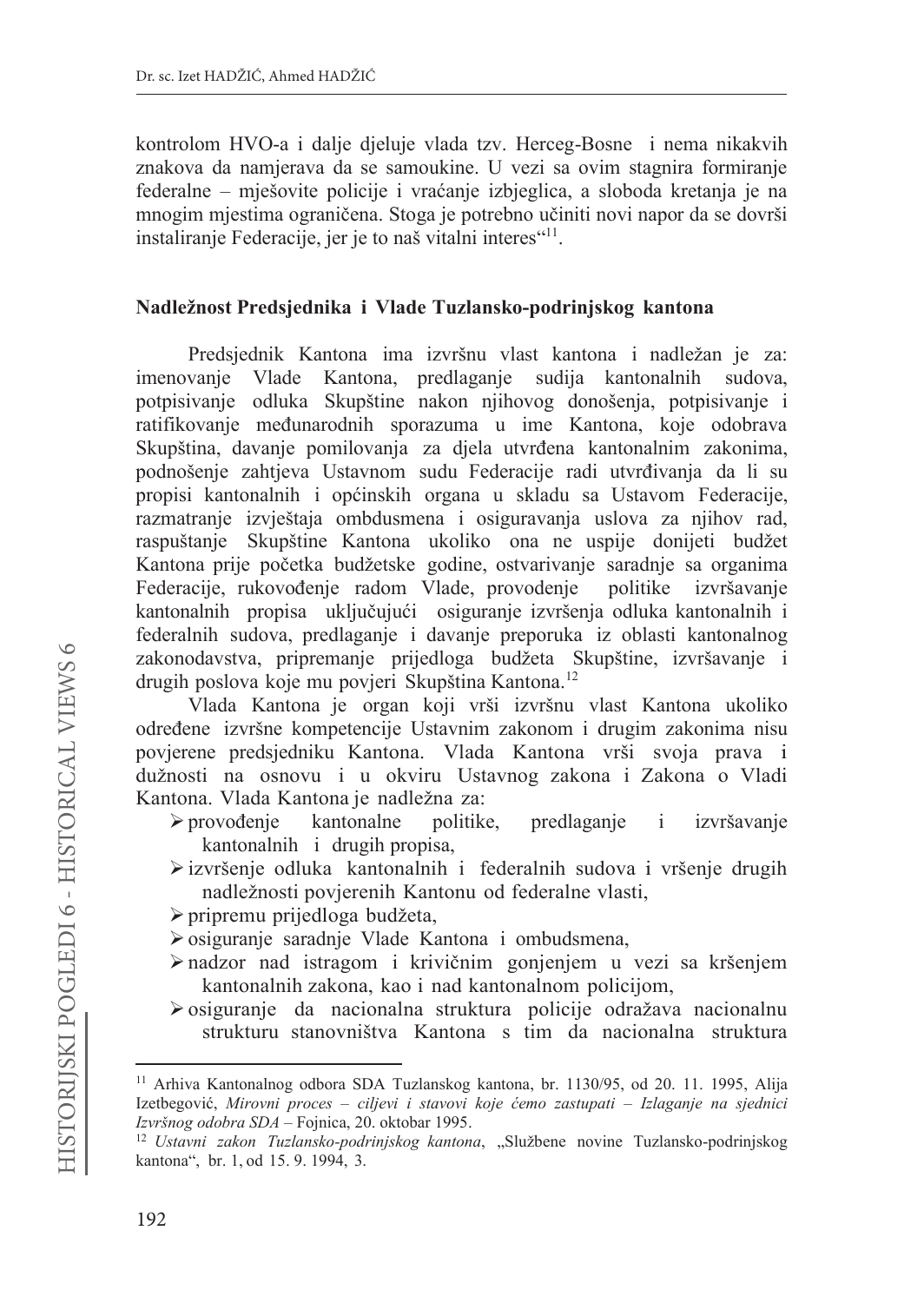kontrolom HVO-a i dalje djeluje vlada tzv. Herceg-Bosne i nema nikakvih znakova da namjerava da se samoukine. U vezi sa ovim stagnira formiranje federalne – mješovite policije i vraćanje izbjeglica, a sloboda kretanja je na mnogim mjestima ograničena. Stoga je potrebno učiniti novi napor da se dovrši instaliranje Federacije, jer je to naš vitalni interes“[11].

### Nadležnost Predsjednika i Vlade Tuzlansko-podrinjskog kantona

Predsjednik Kantona ima izvršnu vlast kantona i nadležan je za: imenovanje Vlade Kantona, predlaganje sudija kantonalnih sudova, potpisivanje odluka Skupštine nakon njihovog donošenja, potpisivanje i ratifikovanje međunarodnih sporazuma u ime Kantona, koje odobrava Skupština, davanje pomilovanja za djela utvrđena kantonalnim zakonima, podnošenje zahtjeva Ustavnom sudu Federacije radi utvrđivanja da li su propisi kantonalnih i općinskih organa u skladu sa Ustavom Federacije, razmatranje izvještaja ombdusmena i osiguravanja uslova za njihov rad, raspuštanje Skupštine Kantona ukoliko ona ne uspije donijeti budžet Kantona prije početka budžetske godine, ostvarivanje saradnje sa organima Federacije, rukovođenje radom Vlade, provođenje politike izvršavanje kantonalnih propisa uključujući osiguranje izvršenja odluka kantonalnih i federalnih sudova, predlaganje i davanje preporuka iz oblasti kantonalnog zakonodavstva, pripremanje prijedloga budžeta Skupštine, izvršavanje i drugih poslova koje mu povjeri Skupština Kantona.[12]

Vlada Kantona je organ koji vrši izvršnu vlast Kantona ukoliko određene izvršne kompetencije Ustavnim zakonom i drugim zakonima nisu povjerene predsjedniku Kantona. Vlada Kantona vrši svoja prava i dužnosti na osnovu i u okviru Ustavnog zakona i Zakona o Vladi Kantona. Vlada Kantona je nadležna za:

- provođenje kantonalne politike, predlaganje i izvršavanje kantonalnih i drugih propisa,
- izvršenje odluka kantonalnih i federalnih sudova i vršenje drugih nadležnosti povjerenih Kantonu od federalne vlasti,
- pripremu prijedloga budžeta,
- osiguranje saradnje Vlade Kantona i ombudsmena,
- nadzor nad istragom i krivičnim gonjenjem u vezi sa kršenjem kantonalnih zakona, kao i nad kantonalnom policijom,
- osiguranje da nacionalna struktura policije odražava nacionalnu strukturu stanovništva Kantona s tim da nacionalna struktura

---

[11] Arhiva Kantonalnog odbora SDA Tuzlanskog kantona, br. 1130/95, od 20. 11. 1995, Alija Izetbegović, *Mirovni proces – ciljevi i stavovi koje ćemo zastupati – Izlaganje na sjednici Izvršnog odobra SDA* – Fojnica, 20. oktobar 1995.

[12] *Ustavni zakon Tuzlansko-podrinjskog kantona*, „Službene novine Tuzlansko-podrinjskog kantona“, br. 1, od 15. 9. 1994, 3.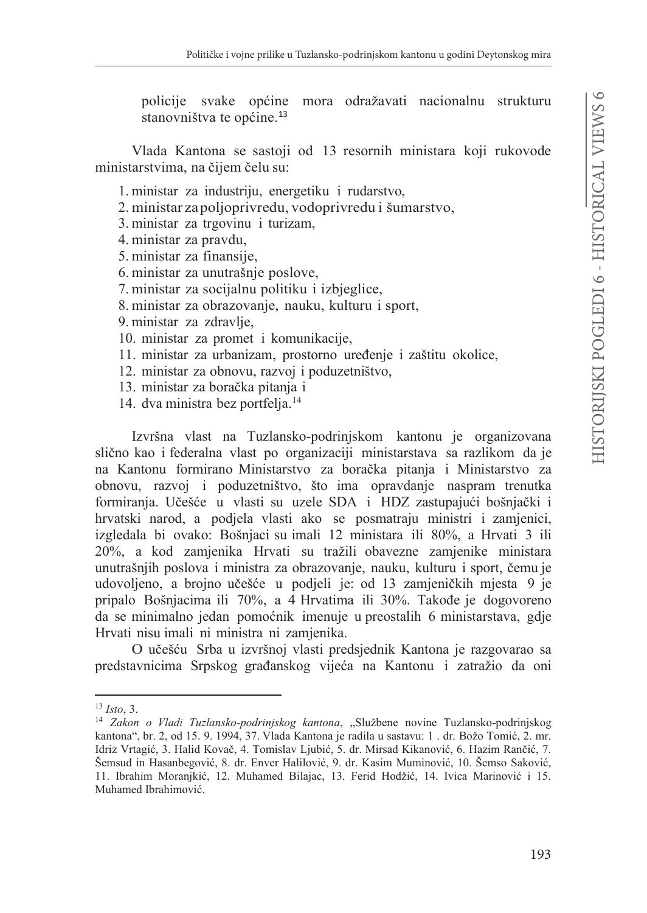policije svake općine mora odražavati nacionalnu strukturu stanovništva te općine.[13]

Vlada Kantona se sastoji od 13 resornih ministara koji rukovode ministarstvima, na čijem čelu su:

1. ministar za industriju, energetiku i rudarstvo,
2. ministar za poljoprivredu, vodoprivredu i šumarstvo,
3. ministar za trgovinu i turizam,
4. ministar za pravdu,
5. ministar za finansije,
6. ministar za unutrašnje poslove,
7. ministar za socijalnu politiku i izbjeglice,
8. ministar za obrazovanje, nauku, kulturu i sport,
9. ministar za zdravlje,
10. ministar za promet i komunikacije,
11. ministar za urbanizam, prostorno uređenje i zaštitu okolice,
12. ministar za obnovu, razvoj i poduzetništvo,
13. ministar za boračka pitanja i
14. dva ministra bez portfelja.[14]

Izvršna vlast na Tuzlansko-podrinjskom kantonu je organizovana slično kao i federalna vlast po organizaciji ministarstava sa razlikom da je na Kantonu formirano Ministarstvo za boračka pitanja i Ministarstvo za obnovu, razvoj i poduzetništvo, što ima opravdanje naspram trenutka formiranja. Učešće u vlasti su uzele SDA i HDZ zastupajući bošnjački i hrvatski narod, a podjela vlasti ako se posmatraju ministri i zamjenici, izgledala bi ovako: Bošnjaci su imali 12 ministara ili 80%, a Hrvati 3 ili 20%, a kod zamjenika Hrvati su tražili obavezne zamjenike ministara unutrašnjih poslova i ministra za obrazovanje, nauku, kulturu i sport, čemu je udovoljeno, a brojno učešće u podjeli je: od 13 zamjeničkih mjesta 9 je pripalo Bošnjacima ili 70%, a 4 Hrvatima ili 30%. Takođe je dogovoreno da se minimalno jedan pomoćnik imenuje u preostalih 6 ministarstava, gdje Hrvati nisu imali ni ministra ni zamjenika.

O učešću Srba u izvršnoj vlasti predsjednik Kantona je razgovarao sa predstavnicima Srpskog građanskog vijeća na Kantonu i zatražio da oni

---

[13] *Isto*, 3.

[14] *Zakon o Vladi Tuzlansko-podrinjskog kantona*, „Službene novine Tuzlansko-podrinjskog kantona", br. 2, od 15. 9. 1994, 37. Vlada Kantona je radila u sastavu: 1 . dr. Božo Tomić, 2. mr. Idriz Vrtagić, 3. Halid Kovač, 4. Tomislav Ljubić, 5. dr. Mirsad Kikanović, 6. Hazim Rančić, 7. Šemsud in Hasanbegović, 8. dr. Enver Halilović, 9. dr. Kasim Muminović, 10. Šemso Saković, 11. Ibrahim Moranjkić, 12. Muhamed Bilajac, 13. Ferid Hodžić, 14. Ivica Marinović i 15. Muhamed Ibrahimović.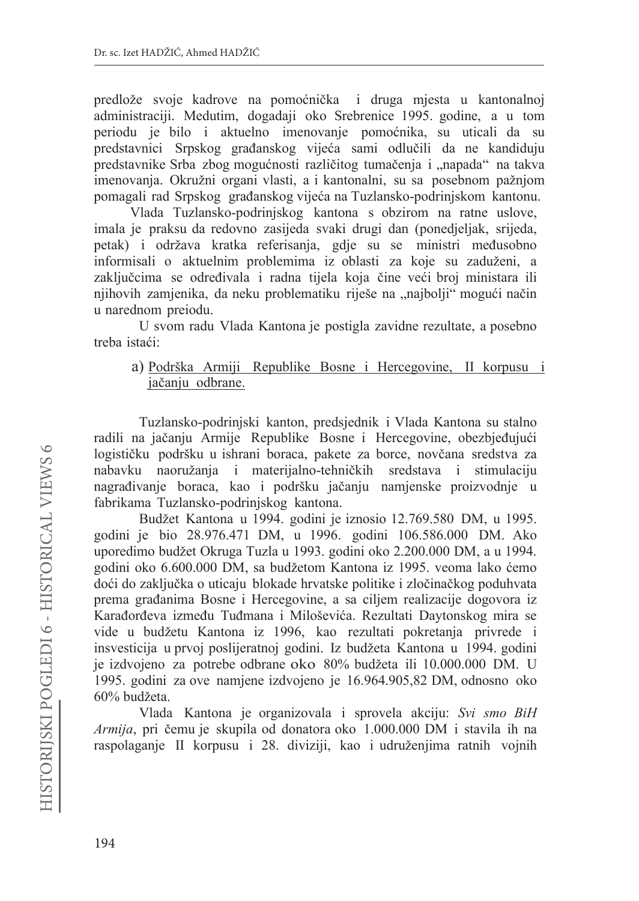predlože svoje kadrove na pomoćnička i druga mjesta u kantonalnoj administraciji. Medutim, dogadaji oko Srebrenice 1995. godine, a u tom periodu je bilo i aktuelno imenovanje pomoćnika, su uticali da su predstavnici Srpskog građanskog vijeća sami odlučili da ne kandiduju predstavnike Srba zbog mogućnosti različitog tumačenja i „napada" na takva imenovanja. Okružni organi vlasti, a i kantonalni, su sa posebnom pažnjom pomagali rad Srpskog građanskog vijeća na Tuzlansko-podrinjskom kantonu.

Vlada Tuzlansko-podrinjskog kantona s obzirom na ratne uslove, imala je praksu da redovno zasijeda svaki drugi dan (ponedjeljak, srijeda, petak) i održava kratka referisanja, gdje su se ministri međusobno informisali o aktuelnim problemima iz oblasti za koje su zaduženi, a zaključcima se određivala i radna tijela koja čine veći broj ministara ili njihovih zamjenika, da neku problematiku riješe na „najbolji" mogući način u narednom preiodu.

U svom radu Vlada Kantona je postigla zavidne rezultate, a posebno treba istaći:

a) <u>Podrška Armiji Republike Bosne i Hercegovine, II korpusu i jačanju odbrane.</u>

Tuzlansko-podrinjski kanton, predsjednik i Vlada Kantona su stalno radili na jačanju Armije Republike Bosne i Hercegovine, obezbjeđujući logističku podršku u ishrani boraca, pakete za borce, novčana sredstva za nabavku naoružanja i materijalno-tehničkih sredstava i stimulaciju nagrađivanje boraca, kao i podršku jačanju namjenske proizvodnje u fabrikama Tuzlansko-podrinjskog kantona.

Budžet Kantona u 1994. godini je iznosio 12.769.580 DM, u 1995. godini je bio 28.976.471 DM, u 1996. godini 106.586.000 DM. Ako uporedimo budžet Okruga Tuzla u 1993. godini oko 2.200.000 DM, a u 1994. godini oko 6.600.000 DM, sa budžetom Kantona iz 1995. veoma lako ćemo doći do zaključka o uticaju blokade hrvatske politike i zločinačkog poduhvata prema građanima Bosne i Hercegovine, a sa ciljem realizacije dogovora iz Karađorđeva između Tuđmana i Miloševića. Rezultati Daytonskog mira se vide u budžetu Kantona iz 1996, kao rezultati pokretanja privrede i insvesticija u prvoj poslijeratnoj godini. Iz budžeta Kantona u 1994. godini je izdvojeno za potrebe odbrane oko 80% budžeta ili 10.000.000 DM. U 1995. godini za ove namjene izdvojeno je 16.964.905,82 DM, odnosno oko 60% budžeta.

Vlada Kantona je organizovala i sprovela akciju: *Svi smo BiH Armija*, pri čemu je skupila od donatora oko 1.000.000 DM i stavila ih na raspolaganje II korpusu i 28. diviziji, kao i udruženjima ratnih vojnih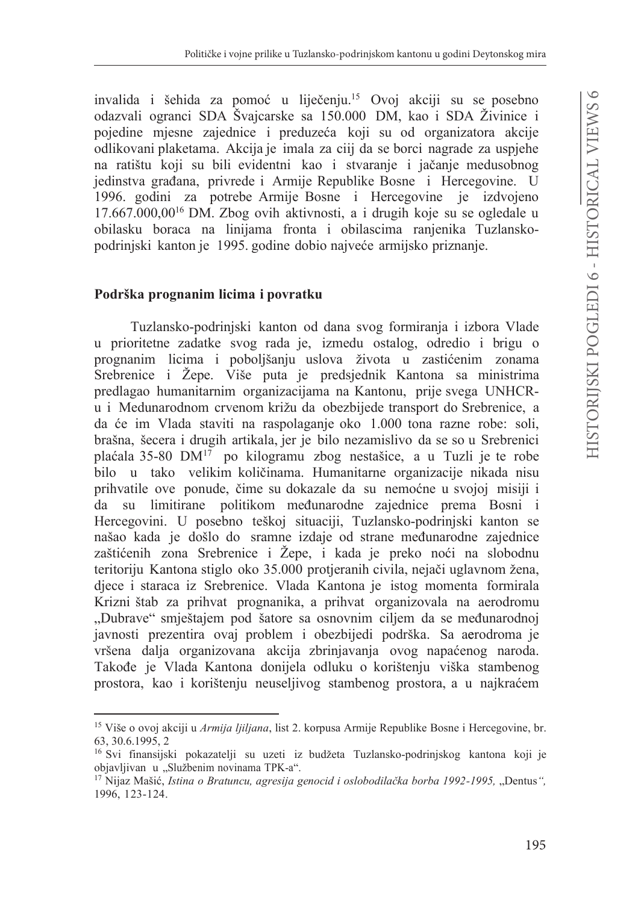invalida i šehida za pomoć u liječenju.[15] Ovoj akciji su se posebno odazvali ogranci SDA Švajcarske sa 150.000 DM, kao i SDA Živinice i pojedine mjesne zajednice i preduzeća koji su od organizatora akcije odlikovani plaketama. Akcija je imala za ciij da se borci nagrade za uspjehe na ratištu koji su bili evidentni kao i stvaranje i jačanje medusobnog jedinstva građana, privrede i Armije Republike Bosne i Hercegovine. U 1996. godini za potrebe Armije Bosne i Hercegovine je izdvojeno 17.667.000,00[16] DM. Zbog ovih aktivnosti, a i drugih koje su se ogledale u obilasku boraca na linijama fronta i obilascima ranjenika Tuzlansko-podrinjski kanton je 1995. godine dobio najveće armijsko priznanje.

## Podrška prognanim licima i povratku

Tuzlansko-podrinjski kanton od dana svog formiranja i izbora Vlade u prioritetne zadatke svog rada je, izmedu ostalog, odredio i brigu o prognanim licima i poboljšanju uslova života u zastićenim zonama Srebrenice i Žepe. Više puta je predsjednik Kantona sa ministrima predlagao humanitarnim organizacijama na Kantonu, prije svega UNHCR-u i Medunarodnom crvenom križu da obezbijede transport do Srebrenice, a da će im Vlada staviti na raspolaganje oko 1.000 tona razne robe: soli, brašna, šecera i drugih artikala, jer je bilo nezamislivo da se so u Srebrenici plaćala 35-80 DM[17] po kilogramu zbog nestašice, a u Tuzli je te robe bilo u tako velikim količinama. Humanitarne organizacije nikada nisu prihvatile ove ponude, čime su dokazale da su nemoćne u svojoj misiji i da su limitirane politikom međunarodne zajednice prema Bosni i Hercegovini. U posebno teškoj situaciji, Tuzlansko-podrinjski kanton se našao kada je došlo do sramne izdaje od strane međunarodne zajednice zaštićenih zona Srebrenice i Žepe, i kada je preko noći na slobodnu teritoriju Kantona stiglo oko 35.000 protjeranih civila, nejači uglavnom žena, djece i staraca iz Srebrenice. Vlada Kantona je istog momenta formirala Krizni štab za prihvat prognanika, a prihvat organizovala na aerodromu „Dubrave" smještajem pod šatore sa osnovnim ciljem da se međunarodnoj javnosti prezentira ovaj problem i obezbijedi podrška. Sa aerodroma je vršena dalja organizovana akcija zbrinjavanja ovog napaćenog naroda. Takođe je Vlada Kantona donijela odluku o korištenju viška stambenog prostora, kao i korištenju neuseljivog stambenog prostora, a u najkraćem

---

[15] Više o ovoj akciji u *Armija ljiljana*, list 2. korpusa Armije Republike Bosne i Hercegovine, br. 63, 30.6.1995, 2

[16] Svi finansijski pokazatelji su uzeti iz budžeta Tuzlansko-podrinjskog kantona koji je objavljivan u „Službenim novinama TPK-a".

[17] Nijaz Mašić, *Istina o Bratuncu, agresija genocid i oslobodilačka borba 1992-1995,* „Dentus*",* 1996, 123-124.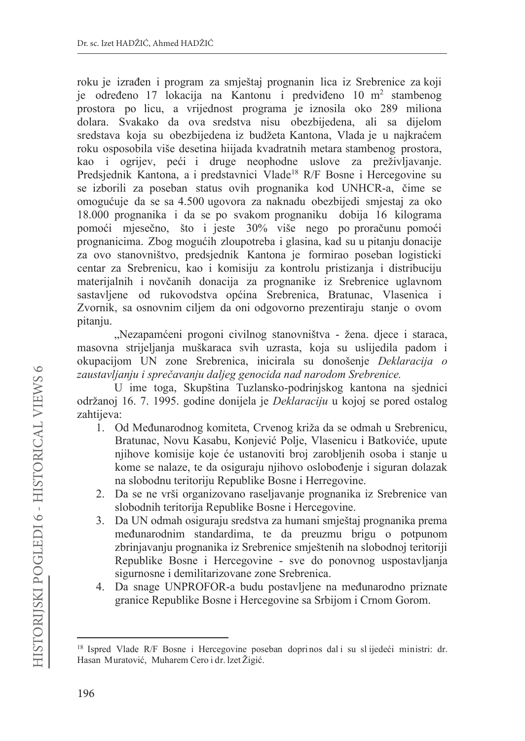roku je izrađen i program za smještaj prognanin lica iz Srebrenice za koji je određeno 17 lokacija na Kantonu i predviđeno 10 m$^2$ stambenog prostora po licu, a vrijednost programa je iznosila oko 289 miliona dolara. Svakako da ova sredstva nisu obezbijeđena, ali sa dijelom sredstava koja su obezbijeđena iz budžeta Kantona, Vlada je u najkraćem roku osposobila više desetina hiijada kvadratnih metara stambenog prostora, kao i ogrijev, peći i druge neophodne uslove za preživljavanje. Predsjednik Kantona, a i predstavnici Vlade[18] R/F Bosne i Hercegovine su se izborili za poseban status ovih prognanika kod UNHCR-a, čime se omogućuje da se sa 4.500 ugovora za naknadu obezbijedi smjestaj za oko 18.000 prognanika i da se po svakom prognaniku dobija 16 kilograma pomoći mjesečno, što i jeste 30% više nego po proračunu pomoći prognanicima. Zbog mogućih zloupotreba i glasina, kad su u pitanju donacije za ovo stanovništvo, predsjednik Kantona je formirao poseban logisticki centar za Srebrenicu, kao i komisiju za kontrolu pristizanja i distribuciju materijalnih i novčanih donacija za prognanike iz Srebrenice uglavnom sastavljene od rukovodstva općina Srebrenica, Bratunac, Vlasenica i Zvornik, sa osnovnim ciljem da oni odgovorno prezentiraju stanje o ovom pitanju.

„Nezapamćeni progoni civilnog stanovništva - žena. djece i staraca, masovna strijeljanja muškaraca svih uzrasta, koja su uslijedila padom i okupacijom UN zone Srebrenica, inicirala su donošenje *Deklaracija o zaustavljanju i sprečavanju daljeg genocida nad narodom Srebrenice.*

U ime toga, Skupština Tuzlansko-podrinjskog kantona na sjednici održanoj 16. 7. 1995. godine donijela je *Deklaraciju* u kojoj se pored ostalog zahtijeva:

1. Od Međunarodnog komiteta, Crvenog križa da se odmah u Srebrenicu, Bratunac, Novu Kasabu, Konjević Polje, Vlasenicu i Batkoviće, upute njihove komisije koje će ustanoviti broj zarobljenih osoba i stanje u kome se nalaze, te da osiguraju njihovo oslobođenje i siguran dolazak na slobodnu teritoriju Republike Bosne i Herregovine.
2. Da se ne vrši organizovano raseljavanje prognanika iz Srebrenice van slobodnih teritorija Republike Bosne i Hercegovine.
3. Da UN odmah osiguraju sredstva za humani smještaj prognanika prema međunarodnim standardima, te da preuzmu brigu o potpunom zbrinjavanju prognanika iz Srebrenice smještenih na slobodnoj teritoriji Republike Bosne i Hercegovine - sve do ponovnog uspostavljanja sigurnosne i demilitarizovane zone Srebrenica.
4. Da snage UNPROFOR-a budu postavljene na međunarodno priznate granice Republike Bosne i Hercegovine sa Srbijom i Crnom Gorom.

---

[18] Ispred Vlade R/F Bosne i Hercegovine poseban doprinos dali su slijedeći ministri: dr. Hasan Muratović, Muharem Cero i dr. Izet Žigić.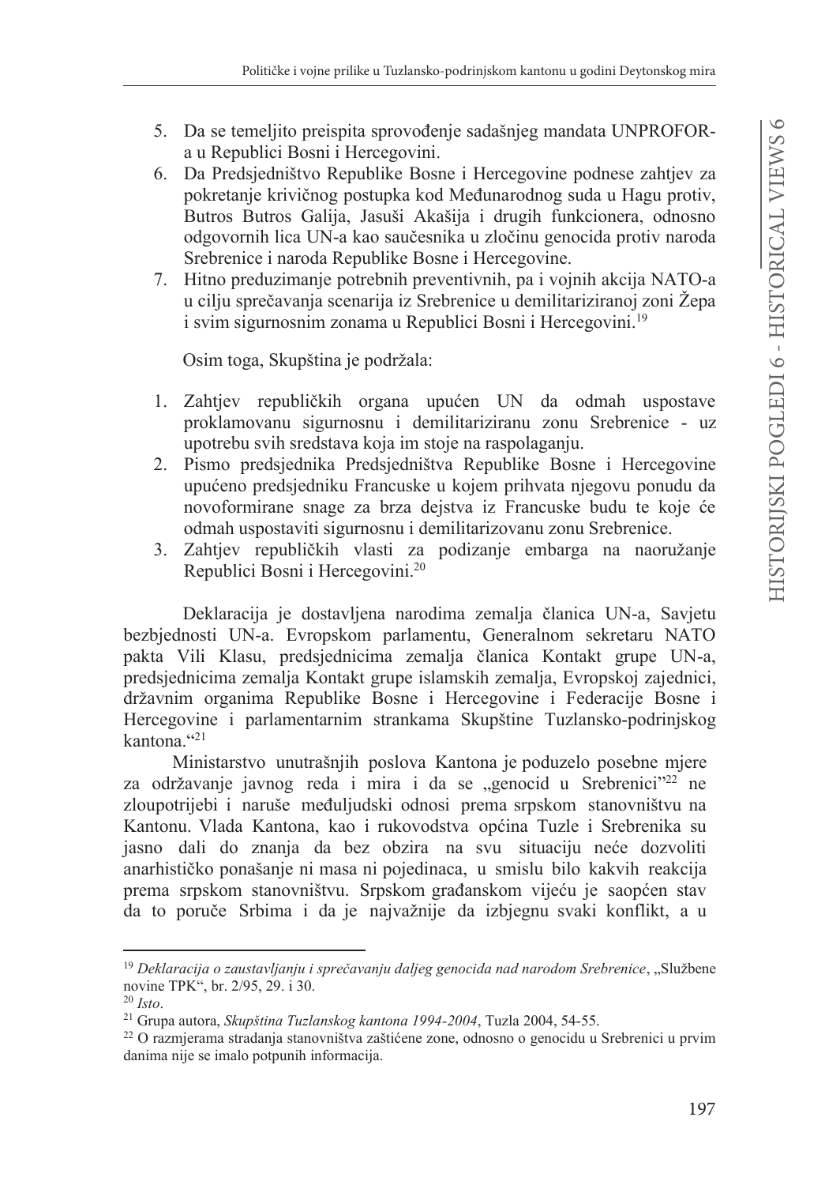5. Da se temeljito preispita sprovođenje sadašnjeg mandata UNPROFOR-a u Republici Bosni i Hercegovini.
6. Da Predsjedništvo Republike Bosne i Hercegovine podnese zahtjev za pokretanje krivičnog postupka kod Međunarodnog suda u Hagu protiv, Butros Butros Galija, Jasuši Akašija i drugih funkcionera, odnosno odgovornih lica UN-a kao saučesnika u zločinu genocida protiv naroda Srebrenice i naroda Republike Bosne i Hercegovine.
7. Hitno preduzimanje potrebnih preventivnih, pa i vojnih akcija NATO-a u cilju sprečavanja scenarija iz Srebrenice u demilitariziranoj zoni Žepa i svim sigurnosnim zonama u Republici Bosni i Hercegovini.[19]

Osim toga, Skupština je podržala:

1. Zahtjev republičkih organa upućen UN da odmah uspostave proklamovanu sigurnosnu i demilitariziranu zonu Srebrenice - uz upotrebu svih sredstava koja im stoje na raspolaganju.
2. Pismo predsjednika Predsjedništva Republike Bosne i Hercegovine upućeno predsjedniku Francuske u kojem prihvata njegovu ponudu da novoformirane snage za brza dejstva iz Francuske budu te koje će odmah uspostaviti sigurnosnu i demilitarizovanu zonu Srebrenice.
3. Zahtjev republičkih vlasti za podizanje embarga na naoružanje Republici Bosni i Hercegovini.[20]

Deklaracija je dostavljena narodima zemalja članica UN-a, Savjetu bezbjednosti UN-a. Evropskom parlamentu, Generalnom sekretaru NATO pakta Vili Klasu, predsjednicima zemalja članica Kontakt grupe UN-a, predsjednicima zemalja Kontakt grupe islamskih zemalja, Evropskoj zajednici, državnim organima Republike Bosne i Hercegovine i Federacije Bosne i Hercegovine i parlamentarnim strankama Skupštine Tuzlansko-podrinjskog kantona."[21]

Ministarstvo unutrašnjih poslova Kantona je poduzelo posebne mjere za održavanje javnog reda i mira i da se „genocid u Srebrenici"[22] ne zloupotrijebi i naruše međuljudski odnosi prema srpskom stanovništvu na Kantonu. Vlada Kantona, kao i rukovodstva općina Tuzle i Srebrenika su jasno dali do znanja da bez obzira na svu situaciju neće dozvoliti anarhističko ponašanje ni masa ni pojedinaca, u smislu bilo kakvih reakcija prema srpskom stanovništvu. Srpskom građanskom vijeću je saopćen stav da to poruče Srbima i da je najvažnije da izbjegnu svaki konflikt, a u

---

[19] *Deklaracija o zaustavljanju i sprečavanju daljeg genocida nad narodom Srebrenice*, „Službene novine TPK", br. 2/95, 29. i 30.

[20] *Isto*.

[21] Grupa autora, *Skupština Tuzlanskog kantona 1994-2004*, Tuzla 2004, 54-55.

[22] O razmjerama stradanja stanovništva zaštićene zone, odnosno o genocidu u Srebrenici u prvim danima nije se imalo potpunih informacija.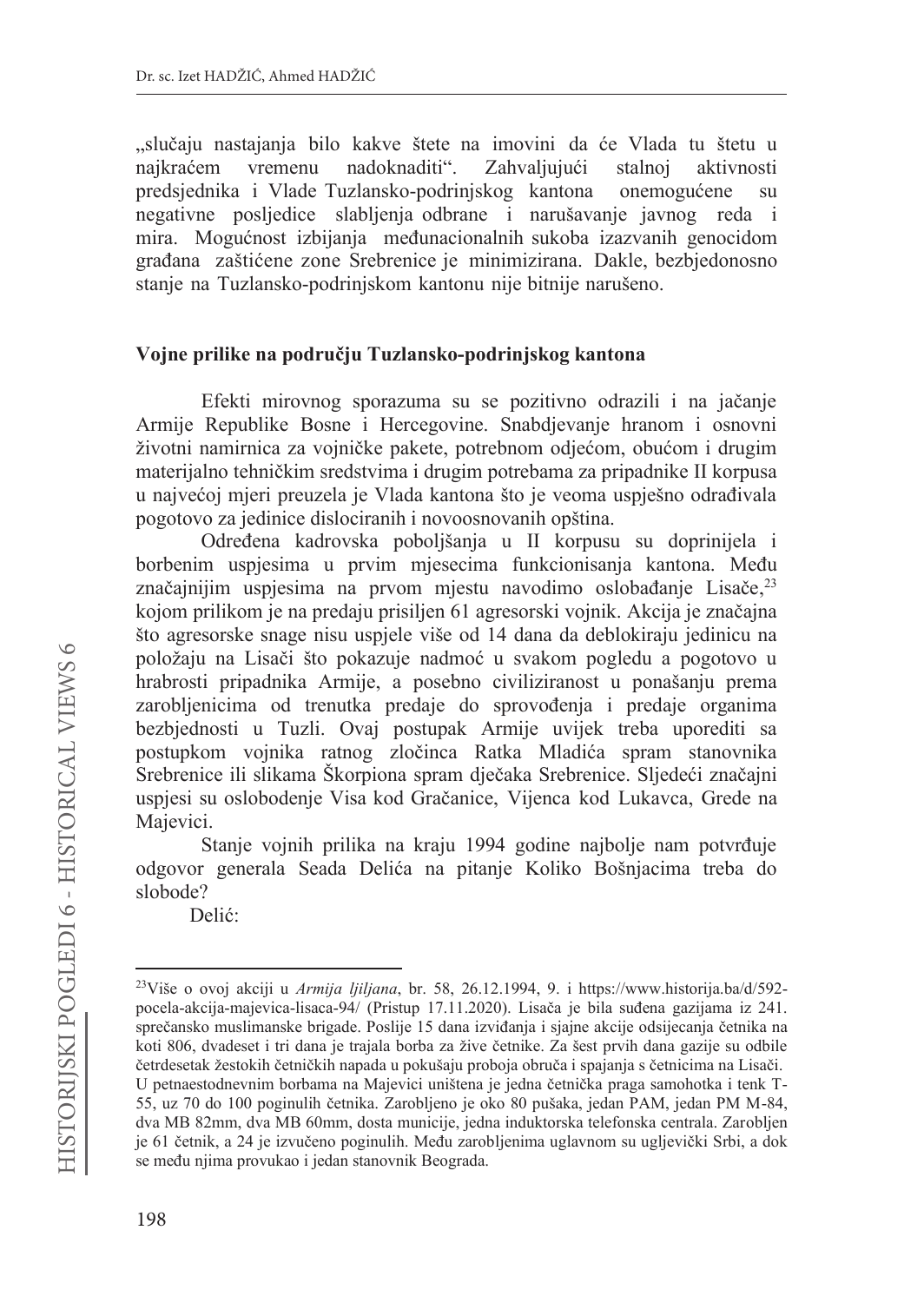„slučaju nastajanja bilo kakve štete na imovini da će Vlada tu štetu u najkraćem vremenu nadoknaditi". Zahvaljujući stalnoj aktivnosti predsjednika i Vlade Tuzlansko-podrinjskog kantona onemogućene su negativne posljedice slabljenja odbrane i narušavanje javnog reda i mira. Mogućnost izbijanja međunacionalnih sukoba izazvanih genocidom građana zaštićene zone Srebrenice je minimizirana. Dakle, bezbjedonosno stanje na Tuzlansko-podrinjskom kantonu nije bitnije narušeno.

## Vojne prilike na području Tuzlansko-podrinjskog kantona

Efekti mirovnog sporazuma su se pozitivno odrazili i na jačanje Armije Republike Bosne i Hercegovine. Snabdjevanje hranom i osnovni životni namirnica za vojničke pakete, potrebnom odjećom, obućom i drugim materijalno tehničkim sredstvima i drugim potrebama za pripadnike II korpusa u najvećoj mjeri preuzela je Vlada kantona što je veoma uspješno odrađivala pogotovo za jedinice dislociranih i novoosnovanih opština.

Određena kadrovska poboljšanja u II korpusu su doprinijela i borbenim uspjesima u prvim mjesecima funkcionisanja kantona. Među značajnijim uspjesima na prvom mjestu navodimo oslobađanje Lisače,[23] kojom prilikom je na predaju prisiljen 61 agresorski vojnik. Akcija je značajna što agresorske snage nisu uspjele više od 14 dana da deblokiraju jedinicu na položaju na Lisači što pokazuje nadmoć u svakom pogledu a pogotovo u hrabrosti pripadnika Armije, a posebno civiliziranost u ponašanju prema zarobljenicima od trenutka predaje do sprovođenja i predaje organima bezbjednosti u Tuzli. Ovaj postupak Armije uvijek treba uporediti sa postupkom vojnika ratnog zločinca Ratka Mladića spram stanovnika Srebrenice ili slikama Škorpiona spram dječaka Srebrenice. Sljedeći značajni uspjesi su oslobodenje Visa kod Gračanice, Vijenca kod Lukavca, Grede na Majevici.

Stanje vojnih prilika na kraju 1994 godine najbolje nam potvrđuje odgovor generala Seada Delića na pitanje Koliko Bošnjacima treba do slobode?

Delić:

---

[23] Više o ovoj akciji u *Armija ljiljana*, br. 58, 26.12.1994, 9. i https://www.historija.ba/d/592-pocela-akcija-majevica-lisaca-94/ (Pristup 17.11.2020). Lisača je bila suđena gazijama iz 241. sprečansko muslimanske brigade. Poslije 15 dana izviđanja i sjajne akcije odsijecanja četnika na koti 806, dvadeset i tri dana je trajala borba za žive četnike. Za šest prvih dana gazije su odbile četrdesetak žestokih četničkih napada u pokušaju proboja obruča i spajanja s četnicima na Lisači. U petnaestodnevnim borbama na Majevici uništena je jedna četnička praga samohotka i tenk T-55, uz 70 do 100 poginulih četnika. Zarobljeno je oko 80 pušaka, jedan PAM, jedan PM M-84, dva MB 82mm, dva MB 60mm, dosta municije, jedna induktorska telefonska centrala. Zarobljen je 61 četnik, a 24 je izvučeno poginulih. Među zarobljenima uglavnom su ugljevički Srbi, a dok se među njima provukao i jedan stanovnik Beograda.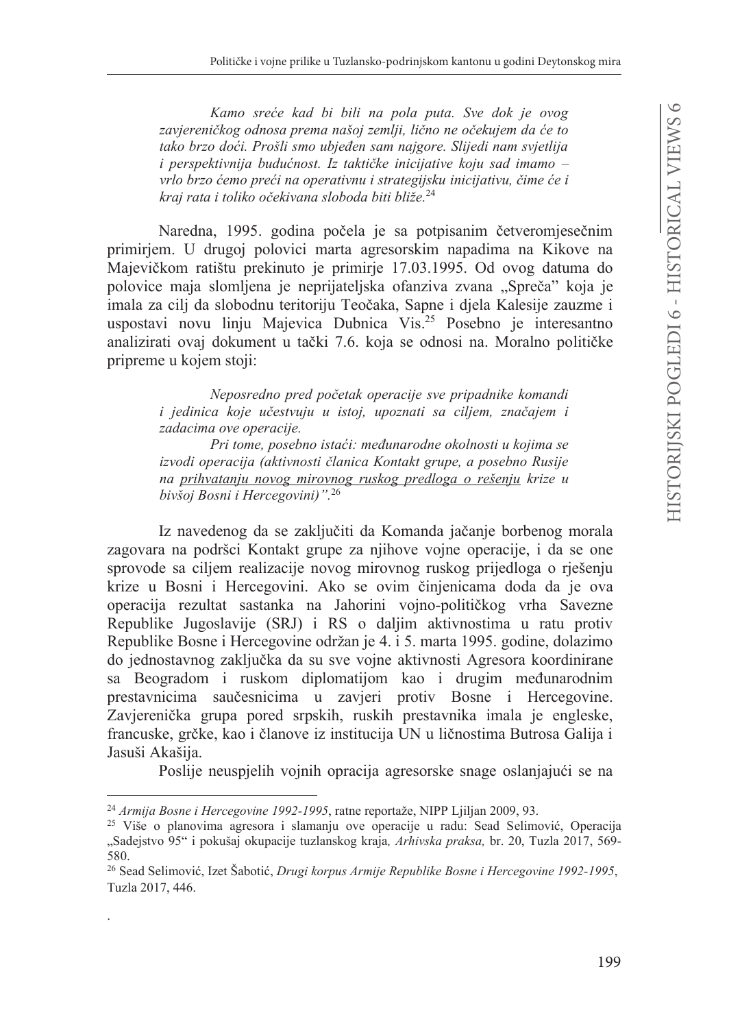*Kamo sreće kad bi bili na pola puta. Sve dok je ovog zavjereničkog odnosa prema našoj zemlji, lično ne očekujem da će to tako brzo doći. Prošli smo ubjeđen sam najgore. Slijedi nam svjetlija i perspektivnija budućnost. Iz taktičke inicijative koju sad imamo – vrlo brzo ćemo preći na operativnu i strategijsku inicijativu, čime će i kraj rata i toliko očekivana sloboda biti bliže.*[24]

Naredna, 1995. godina počela je sa potpisanim četveromjesečnim primirjem. U drugoj polovici marta agresorskim napadima na Kikove na Majevičkom ratištu prekinuto je primirje 17.03.1995. Od ovog datuma do polovice maja slomljena je neprijateljska ofanziva zvana „Spreča" koja je imala za cilj da slobodnu teritoriju Teočaka, Sapne i djela Kalesije zauzme i uspostavi novu liniju Majevica Dubnica Vis.[25] Posebno je interesantno analizirati ovaj dokument u tački 7.6. koja se odnosi na. Moralno političke pripreme u kojem stoji:

*Neposredno pred početak operacije sve pripadnike komandi i jedinica koje učestvuju u istoj, upoznati sa ciljem, značajem i zadacima ove operacije.*

*Pri tome, posebno istaći: međunarodne okolnosti u kojima se izvodi operacija (aktivnosti članica Kontakt grupe, a posebno Rusije na <u>prihvatanju novog mirovnog ruskog predloga o rešenju</u> krize u bivšoj Bosni i Hercegovini)".*[26]

Iz navedenog da se zaključiti da Komanda jačanje borbenog morala zagovara na podršci Kontakt grupe za njihove vojne operacije, i da se one sprovode sa ciljem realizacije novog mirovnog ruskog prijedloga o rješenju krize u Bosni i Hercegovini. Ako se ovim činjenicama doda da je ova operacija rezultat sastanka na Jahorini vojno-političkog vrha Savezne Republike Jugoslavije (SRJ) i RS o daljim aktivnostima u ratu protiv Republike Bosne i Hercegovine održan je 4. i 5. marta 1995. godine, dolazimo do jednostavnog zaključka da su sve vojne aktivnosti Agresora koordinirane sa Beogradom i ruskom diplomatijom kao i drugim međunarodnim prestavnicima saučesnicima u zavjeri protiv Bosne i Hercegovine. Zavjerenička grupa pored srpskih, ruskih prestavnika imala je engleske, francuske, grčke, kao i članove iz institucija UN u ličnostima Butrosa Galija i Jasuši Akašija.

Poslije neuspjelih vojnih opracija agresorske snage oslanjajući se na

---

[24] *Armija Bosne i Hercegovine 1992-1995*, ratne reportaže, NIPP Ljiljan 2009, 93.

[25] Više o planovima agresora i slamanju ove operacije u radu: Sead Selimović, Operacija „Sadejstvo 95" i pokušaj okupacije tuzlanskog kraja*, Arhivska praksa,* br. 20, Tuzla 2017, 569-580.

[26] Sead Selimović, Izet Šabotić, *Drugi korpus Armije Republike Bosne i Hercegovine 1992-1995*, Tuzla 2017, 446.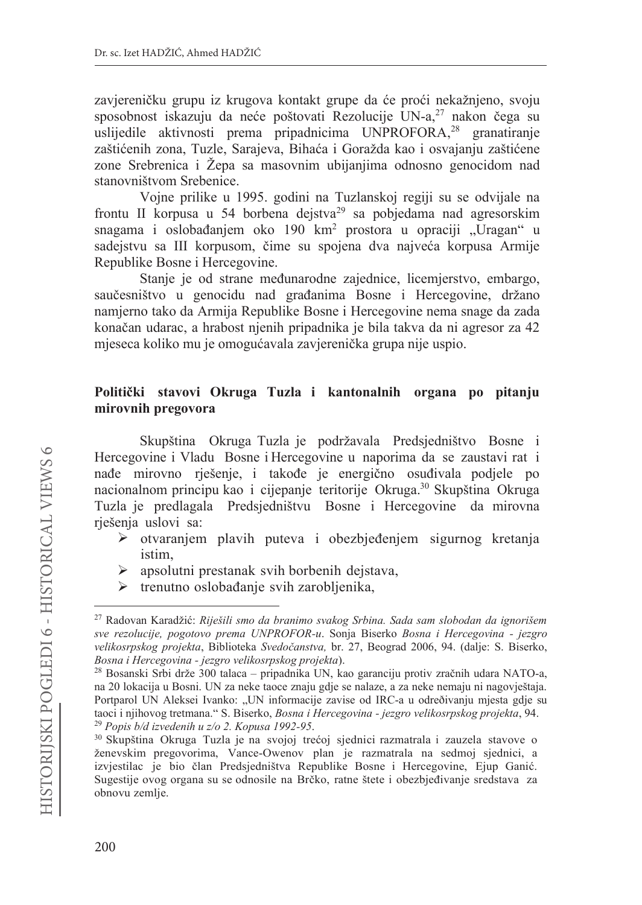zavjereničku grupu iz krugova kontakt grupe da će proći nekažnjeno, svoju sposobnost iskazuju da neće poštovati Rezolucije UN-a,[27] nakon čega su uslijedile aktivnosti prema pripadnicima UNPROFORA,[28] granatiranje zaštićenih zona, Tuzle, Sarajeva, Bihaća i Goražda kao i osvajanju zaštićene zone Srebrenica i Žepa sa masovnim ubijanjima odnosno genocidom nad stanovništvom Srebenice.

Vojne prilike u 1995. godini na Tuzlanskoj regiji su se odvijale na frontu II korpusa u 54 borbena dejstva[29] sa pobjedama nad agresorskim snagama i oslobađanjem oko 190 km² prostora u opraciji „Uragan" u sadejstvu sa III korpusom, čime su spojena dva najveća korpusa Armije Republike Bosne i Hercegovine.

Stanje je od strane međunarodne zajednice, licemjerstvo, embargo, saučesništvo u genocidu nad građanima Bosne i Hercegovine, držano namjerno tako da Armija Republike Bosne i Hercegovine nema snage da zada konačan udarac, a hrabost njenih pripadnika je bila takva da ni agresor za 42 mjeseca koliko mu je omogućavala zavjerenička grupa nije uspio.

## Politički stavovi Okruga Tuzla i kantonalnih organa po pitanju mirovnih pregovora

Skupština Okruga Tuzla je podržavala Predsjedništvo Bosne i Hercegovine i Vladu Bosne i Hercegovine u naporima da se zaustavi rat i nađe mirovno rješenje, i takođe je energično osuđivala podjele po nacionalnom principu kao i cijepanje teritorije Okruga.[30] Skupština Okruga Tuzla je predlagala Predsjedništvu Bosne i Hercegovine da mirovna rješenja uslovi sa:

- otvaranjem plavih puteva i obezbjeđenjem sigurnog kretanja istim,
- apsolutni prestanak svih borbenih dejstava,
- trenutno oslobađanje svih zarobljenika,

---

[27] Radovan Karadžić: *Riješili smo da branimo svakog Srbina. Sada sam slobodan da ignorišem sve rezolucije, pogotovo prema UNPROFOR-u*. Sonja Biserko *Bosna i Hercegovina - jezgro velikosrpskog projekta*, Biblioteka *Svedočanstva,* br. 27, Beograd 2006, 94. (dalje: S. Biserko, *Bosna i Hercegovina - jezgro velikosrpskog projekta*).

[28] Bosanski Srbi drže 300 talaca – pripadnika UN, kao garanciju protiv zračnih udara NATO-a, na 20 lokacija u Bosni. UN za neke taoce znaju gdje se nalaze, a za neke nemaju ni nagovještaja. Portparol UN Aleksei Ivanko: „UN informacije zavise od IRC-a u određivanju mjesta gdje su taoci i njihovog tretmana." S. Biserko, *Bosna i Hercegovina - jezgro velikosrpskog projekta*, 94.

[29] *Popis b/d izvedenih u z/o 2. Kopusa 1992-95*.

[30] Skupština Okruga Tuzla je na svojoj trećoj sjednici razmatrala i zauzela stavove o ženevskim pregovorima, Vance-Owenov plan je razmatrala na sedmoj sjednici, a izvjestilac je bio član Predsjedništva Republike Bosne i Hercegovine, Ejup Ganić. Sugestije ovog organa su se odnosile na Brčko, ratne štete i obezbjeđivanje sredstava za obnovu zemlje.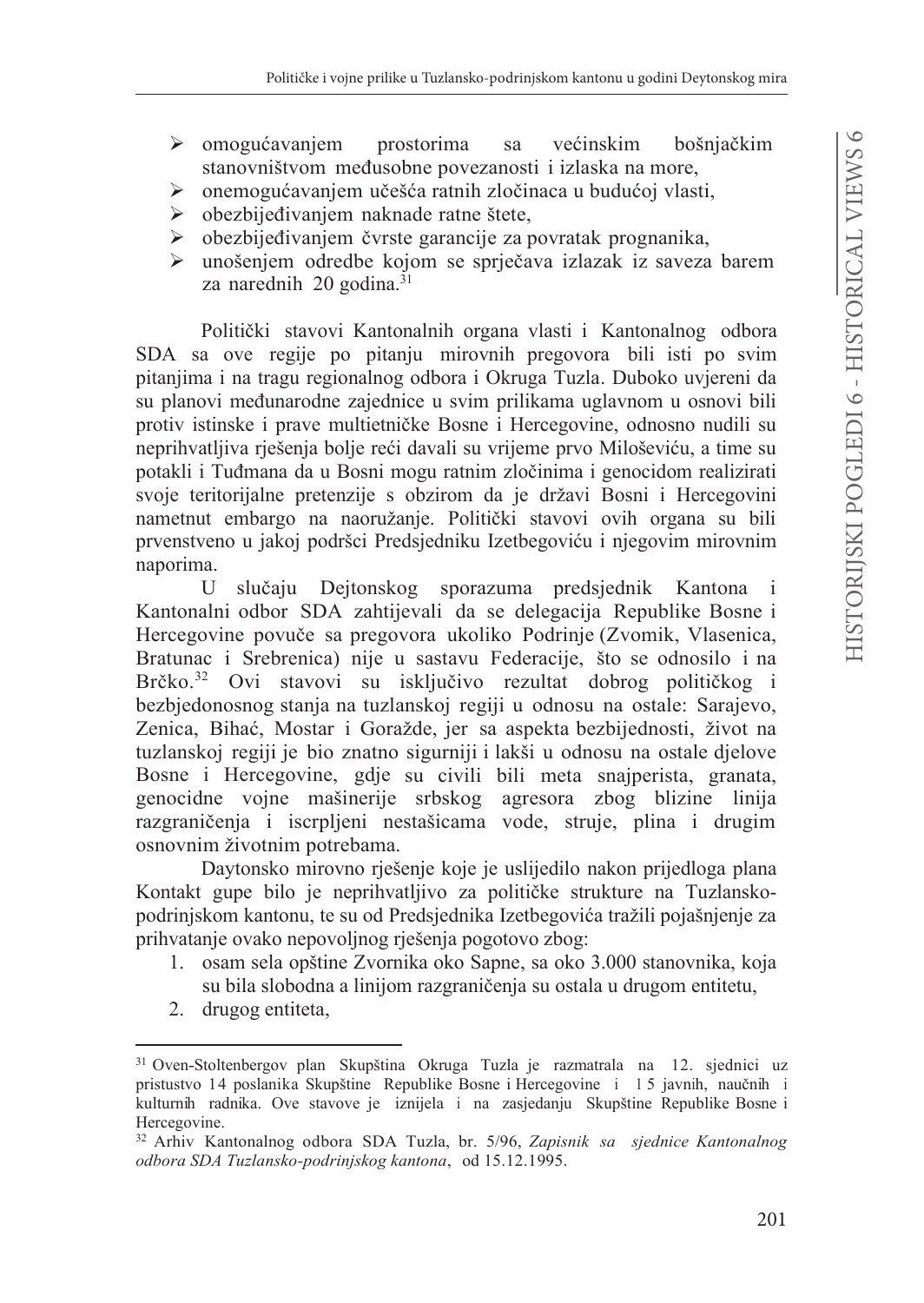- omogućavanjem prostorima sa većinskim bošnjačkim stanovništvom međusobne povezanosti i izlaska na more,
- onemogućavanjem učešća ratnih zločinaca u budućoj vlasti,
- obezbijeđivanjem naknade ratne štete,
- obezbijeđivanjem čvrste garancije za povratak prognanika,
- unošenjem odredbe kojom se sprječava izlazak iz saveza barem za narednih 20 godina.[31]

Politički stavovi Kantonalnih organa vlasti i Kantonalnog odbora SDA sa ove regije po pitanju mirovnih pregovora bili isti po svim pitanjima i na tragu regionalnog odbora i Okruga Tuzla. Duboko uvjereni da su planovi međunarodne zajednice u svim prilikama uglavnom u osnovi bili protiv istinske i prave multietničke Bosne i Hercegovine, odnosno nudili su neprihvatljiva rješenja bolje reći davali su vrijeme prvo Miloševiću, a time su potakli i Tuđmana da u Bosni mogu ratnim zločinima i genocidom realizirati svoje teritorijalne pretenzije s obzirom da je državi Bosni i Hercegovini nametnut embargo na naoružanje. Politički stavovi ovih organa su bili prvenstveno u jakoj podršci Predsjedniku Izetbegoviću i njegovim mirovnim naporima.

U slučaju Dejtonskog sporazuma predsjednik Kantona i Kantonalni odbor SDA zahtijevali da se delegacija Republike Bosne i Hercegovine povuče sa pregovora ukoliko Podrinje (Zvomik, Vlasenica, Bratunac i Srebrenica) nije u sastavu Federacije, što se odnosilo i na Brčko.[32] Ovi stavovi su isključivo rezultat dobrog političkog i bezbjedonosnog stanja na tuzlanskoj regiji u odnosu na ostale: Sarajevo, Zenica, Bihać, Mostar i Goražde, jer sa aspekta bezbijednosti, život na tuzlanskoj regiji je bio znatno sigurniji i lakši u odnosu na ostale djelove Bosne i Hercegovine, gdje su civili bili meta snajperista, granata, genocidne vojne mašinerije srbskog agresora zbog blizine linija razgraničenja i iscrpljeni nestašicama vode, struje, plina i drugim osnovnim životnim potrebama.

Daytonsko mirovno rješenje koje je uslijedilo nakon prijedloga plana Kontakt gupe bilo je neprihvatljivo za političke strukture na Tuzlansko-podrinjskom kantonu, te su od Predsjednika Izetbegovića tražili pojašnjenje za prihvatanje ovako nepovoljnog rješenja pogotovo zbog:

1. osam sela opštine Zvornika oko Sapne, sa oko 3.000 stanovnika, koja su bila slobodna a linijom razgraničenja su ostala u drugom entitetu,
2. drugog entiteta,

---

[31] Oven-Stoltenbergov plan Skupština Okruga Tuzla je razmatrala na 12. sjednici uz pristustvo 14 poslanika Skupštine Republike Bosne i Hercegovine i 15 javnih, naučnih i kulturnih radnika. Ove stavove je iznijela i na zasjedanju Skupštine Republike Bosne i Hercegovine.

[32] Arhiv Kantonalnog odbora SDA Tuzla, br. 5/96, *Zapisnik sa sjednice Kantonalnog odbora SDA Tuzlansko-podrinjskog kantona*, od 15.12.1995.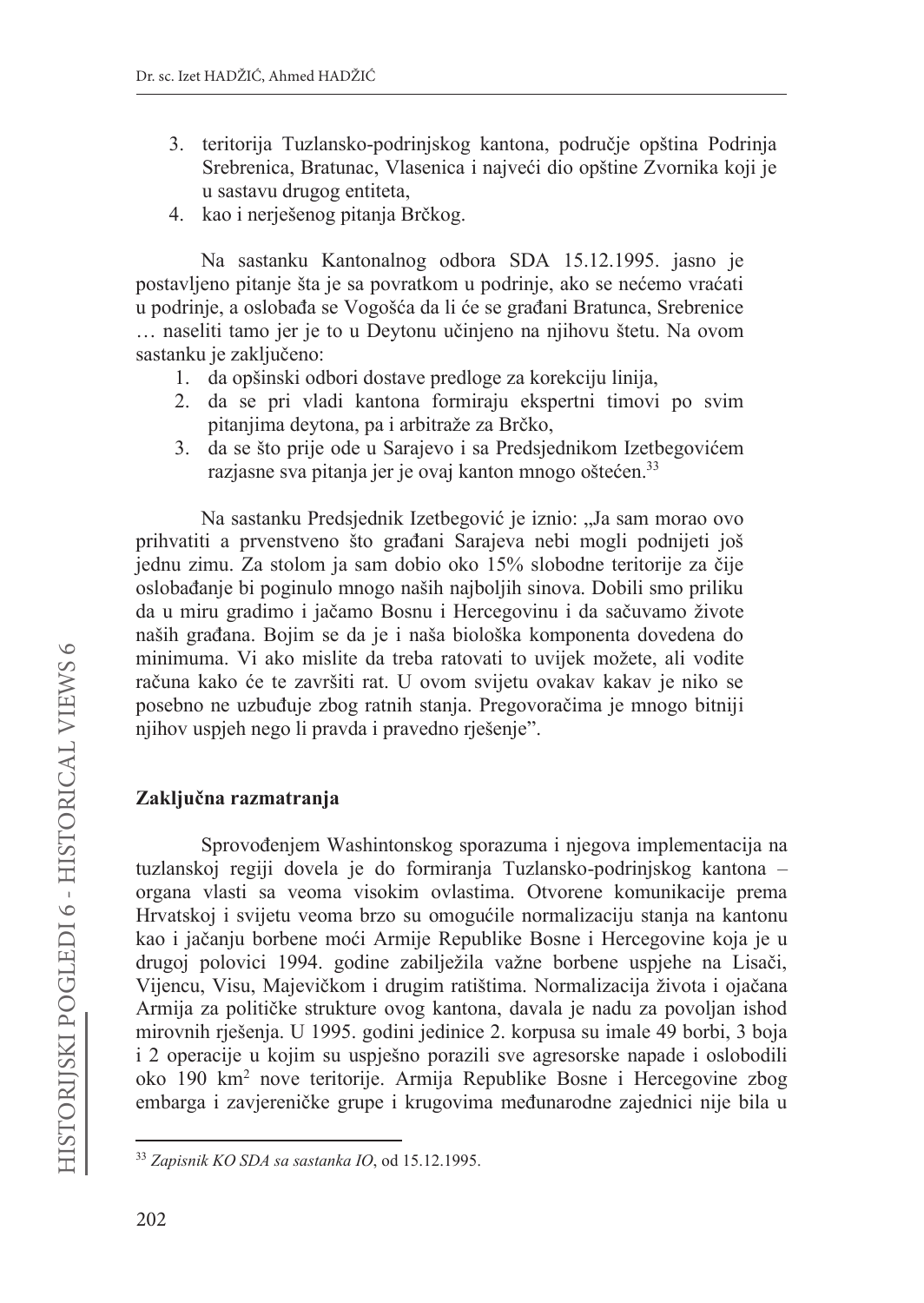3. teritorija Tuzlansko-podrinjskog kantona, područje opština Podrinja Srebrenica, Bratunac, Vlasenica i najveći dio opštine Zvornika koji je u sastavu drugog entiteta,
4. kao i nerješenog pitanja Brčkog.

Na sastanku Kantonalnog odbora SDA 15.12.1995. jasno je postavljeno pitanje šta je sa povratkom u podrinje, ako se nećemo vraćati u podrinje, a oslobađa se Vogošća da li će se građani Bratunca, Srebrenice … naseliti tamo jer je to u Deytonu učinjeno na njihovu štetu. Na ovom sastanku je zaključeno:

1. da opšinski odbori dostave predloge za korekciju linija,
2. da se pri vladi kantona formiraju ekspertni timovi po svim pitanjima deytona, pa i arbitraže za Brčko,
3. da se što prije ode u Sarajevo i sa Predsjednikom Izetbegovićem razjasne sva pitanja jer je ovaj kanton mnogo oštećen.[33]

Na sastanku Predsjednik Izetbegović je iznio: „Ja sam morao ovo prihvatiti a prvenstveno što građani Sarajeva nebi mogli podnijeti još jednu zimu. Za stolom ja sam dobio oko 15% slobodne teritorije za čije oslobađanje bi poginulo mnogo naših najboljih sinova. Dobili smo priliku da u miru gradimo i jačamo Bosnu i Hercegovinu i da sačuvamo živote naših građana. Bojim se da je i naša biološka komponenta dovedena do minimuma. Vi ako mislite da treba ratovati to uvijek možete, ali vodite računa kako će te završiti rat. U ovom svijetu ovakav kakav je niko se posebno ne uzbuđuje zbog ratnih stanja. Pregovoračima je mnogo bitniji njihov uspjeh nego li pravda i pravedno rješenje".

## Zaključna razmatranja

Sprovođenjem Washintonskog sporazuma i njegova implementacija na tuzlanskoj regiji dovela je do formiranja Tuzlansko-podrinjskog kantona – organa vlasti sa veoma visokim ovlastima. Otvorene komunikacije prema Hrvatskoj i svijetu veoma brzo su omogućile normalizaciju stanja na kantonu kao i jačanju borbene moći Armije Republike Bosne i Hercegovine koja je u drugoj polovici 1994. godine zabilježila važne borbene uspjehe na Lisači, Vijencu, Visu, Majevičkom i drugim ratištima. Normalizacija života i ojačana Armija za političke strukture ovog kantona, davala je nadu za povoljan ishod mirovnih rješenja. U 1995. godini jedinice 2. korpusa su imale 49 borbi, 3 boja i 2 operacije u kojim su uspješno porazili sve agresorske napade i oslobodili oko 190 km$^2$ nove teritorije. Armija Republike Bosne i Hercegovine zbog embarga i zavjereničke grupe i krugovima međunarodne zajednici nije bila u

[33] *Zapisnik KO SDA sa sastanka IO*, od 15.12.1995.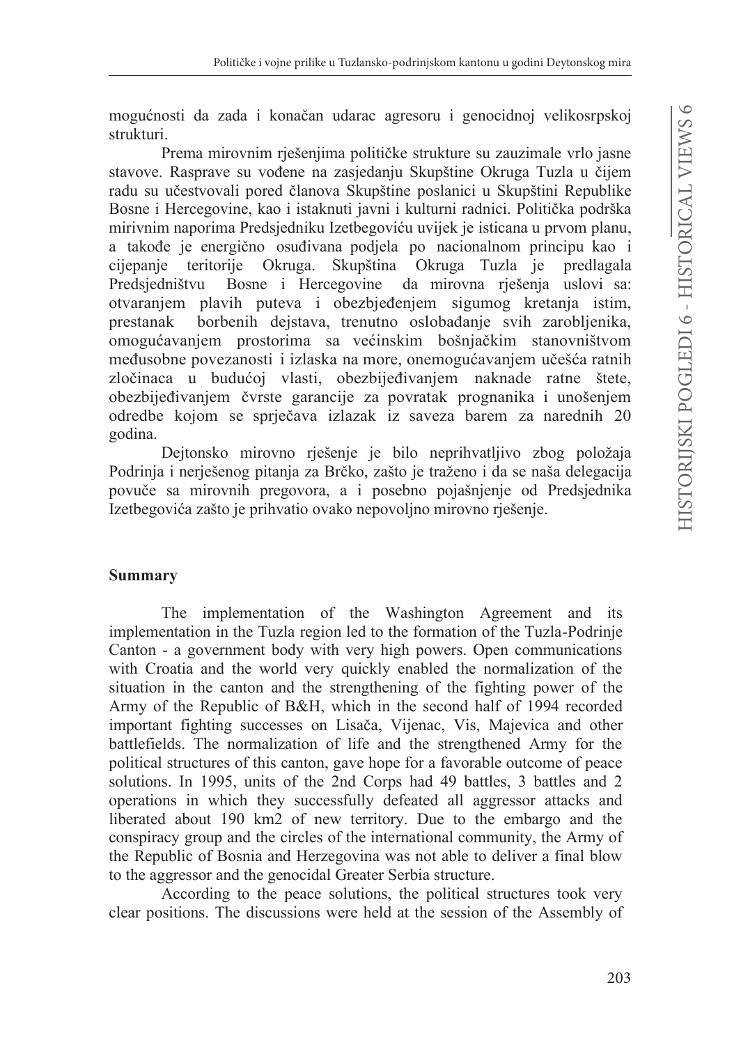mogućnosti da zada i konačan udarac agresoru i genocidnoj velikosrpskoj strukturi.

Prema mirovnim rješenjima političke strukture su zauzimale vrlo jasne stavove. Rasprave su vođene na zasjedanju Skupštine Okruga Tuzla u čijem radu su učestvovali pored članova Skupštine poslanici u Skupštini Republike Bosne i Hercegovine, kao i istaknuti javni i kulturni radnici. Politička podrška mirivnim naporima Predsjedniku Izetbegoviću uvijek je isticana u prvom planu, a takođe je energično osuđivana podjela po nacionalnom principu kao i cijepanje teritorije Okruga. Skupština Okruga Tuzla je predlagala Predsjedništvu Bosne i Hercegovine da mirovna rješenja uslovi sa: otvaranjem plavih puteva i obezbjeđenjem sigumog kretanja istim, prestanak borbenih dejstava, trenutno oslobađanje svih zarobljenika, omogućavanjem prostorima sa većinskim bošnjačkim stanovništvom međusobne povezanosti i izlaska na more, onemogućavanjem učešća ratnih zločinaca u budućoj vlasti, obezbijeđivanjem naknade ratne štete, obezbijeđivanjem čvrste garancije za povratak prognanika i unošenjem odredbe kojom se sprječava izlazak iz saveza barem za narednih 20 godina.

Dejtonsko mirovno rješenje je bilo neprihvatljivo zbog položaja Podrinja i nerješenog pitanja za Brčko, zašto je traženo i da se naša delegacija povuče sa mirovnih pregovora, a i posebno pojašnjenje od Predsjednika Izetbegovića zašto je prihvatio ovako nepovoljno mirovno rješenje.

**Summary**

The implementation of the Washington Agreement and its implementation in the Tuzla region led to the formation of the Tuzla-Podrinje Canton - a government body with very high powers. Open communications with Croatia and the world very quickly enabled the normalization of the situation in the canton and the strengthening of the fighting power of the Army of the Republic of B&H, which in the second half of 1994 recorded important fighting successes on Lisača, Vijenac, Vis, Majevica and other battlefields. The normalization of life and the strengthened Army for the political structures of this canton, gave hope for a favorable outcome of peace solutions. In 1995, units of the 2nd Corps had 49 battles, 3 battles and 2 operations in which they successfully defeated all aggressor attacks and liberated about 190 km2 of new territory. Due to the embargo and the conspiracy group and the circles of the international community, the Army of the Republic of Bosnia and Herzegovina was not able to deliver a final blow to the aggressor and the genocidal Greater Serbia structure.

According to the peace solutions, the political structures took very clear positions. The discussions were held at the session of the Assembly of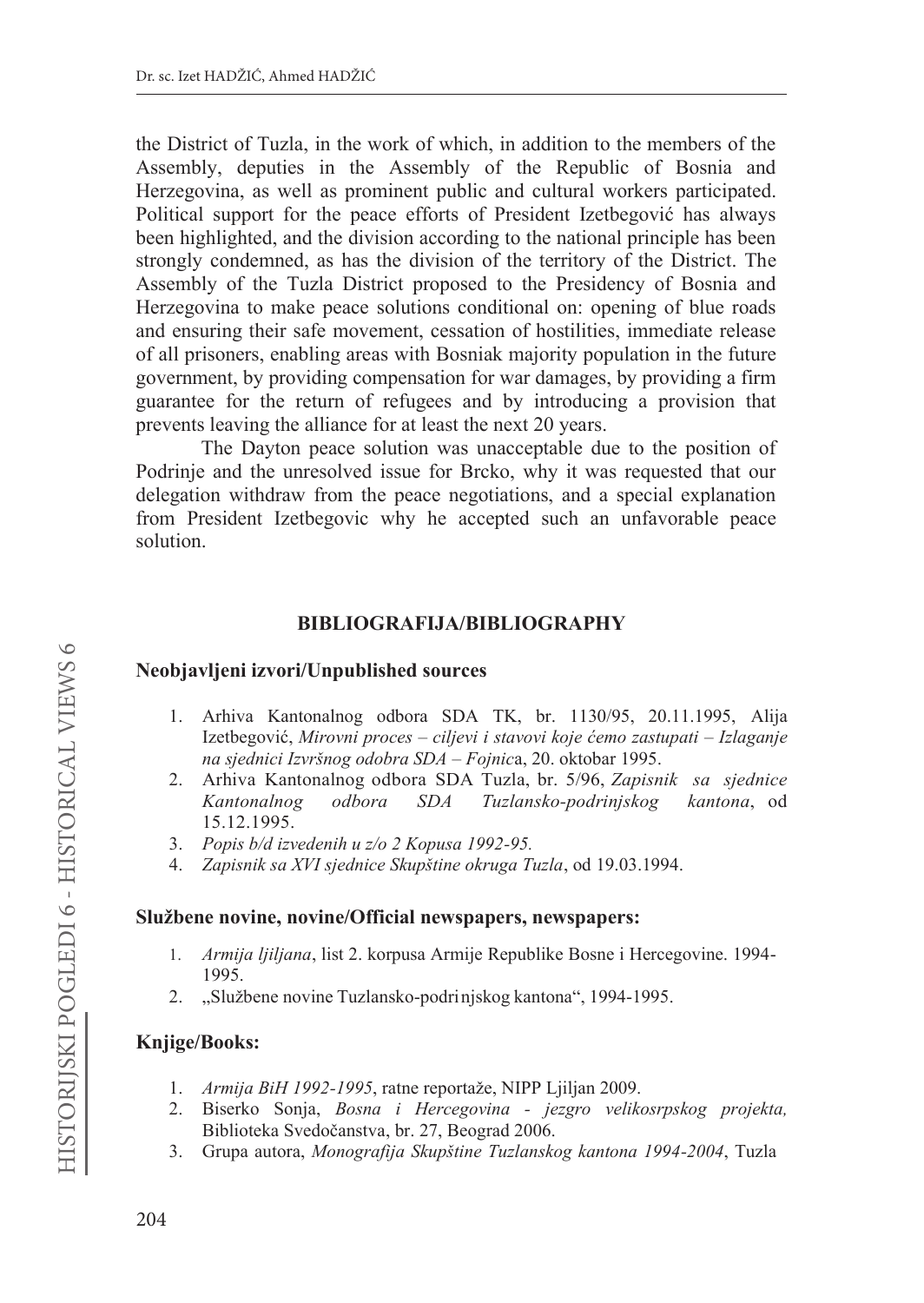the District of Tuzla, in the work of which, in addition to the members of the Assembly, deputies in the Assembly of the Republic of Bosnia and Herzegovina, as well as prominent public and cultural workers participated. Political support for the peace efforts of President Izetbegović has always been highlighted, and the division according to the national principle has been strongly condemned, as has the division of the territory of the District. The Assembly of the Tuzla District proposed to the Presidency of Bosnia and Herzegovina to make peace solutions conditional on: opening of blue roads and ensuring their safe movement, cessation of hostilities, immediate release of all prisoners, enabling areas with Bosniak majority population in the future government, by providing compensation for war damages, by providing a firm guarantee for the return of refugees and by introducing a provision that prevents leaving the alliance for at least the next 20 years.

The Dayton peace solution was unacceptable due to the position of Podrinje and the unresolved issue for Brcko, why it was requested that our delegation withdraw from the peace negotiations, and a special explanation from President Izetbegovic why he accepted such an unfavorable peace solution.

## BIBLIOGRAFIJA/BIBLIOGRAPHY

### Neobjavljeni izvori/Unpublished sources

1. Arhiva Kantonalnog odbora SDA TK, br. 1130/95, 20.11.1995, Alija Izetbegović, *Mirovni proces – ciljevi i stavovi koje ćemo zastupati – Izlaganje na sjednici Izvršnog odobra SDA – Fojnic*a, 20. oktobar 1995.
2. Arhiva Kantonalnog odbora SDA Tuzla, br. 5/96, *Zapisnik sa sjednice Kantonalnog odbora SDA Tuzlansko-podrinjskog kantona*, od 15.12.1995.
3. *Popis b/d izvedenih u z/o 2 Kopusa 1992-95.*
4. *Zapisnik sa XVI sjednice Skupštine okruga Tuzla*, od 19.03.1994.

### Službene novine, novine/Official newspapers, newspapers:

1. *Armija ljiljana*, list 2. korpusa Armije Republike Bosne i Hercegovine. 1994-1995.
2. „Službene novine Tuzlansko-podrinjskog kantona", 1994-1995.

### Knjige/Books:

1. *Armija BiH 1992-1995*, ratne reportaže, NIPP Ljiljan 2009.
2. Biserko Sonja, *Bosna i Hercegovina - jezgro velikosrpskog projekta,* Biblioteka Svedočanstva, br. 27, Beograd 2006.
3. Grupa autora, *Monografija Skupštine Tuzlanskog kantona 1994-2004*, Tuzla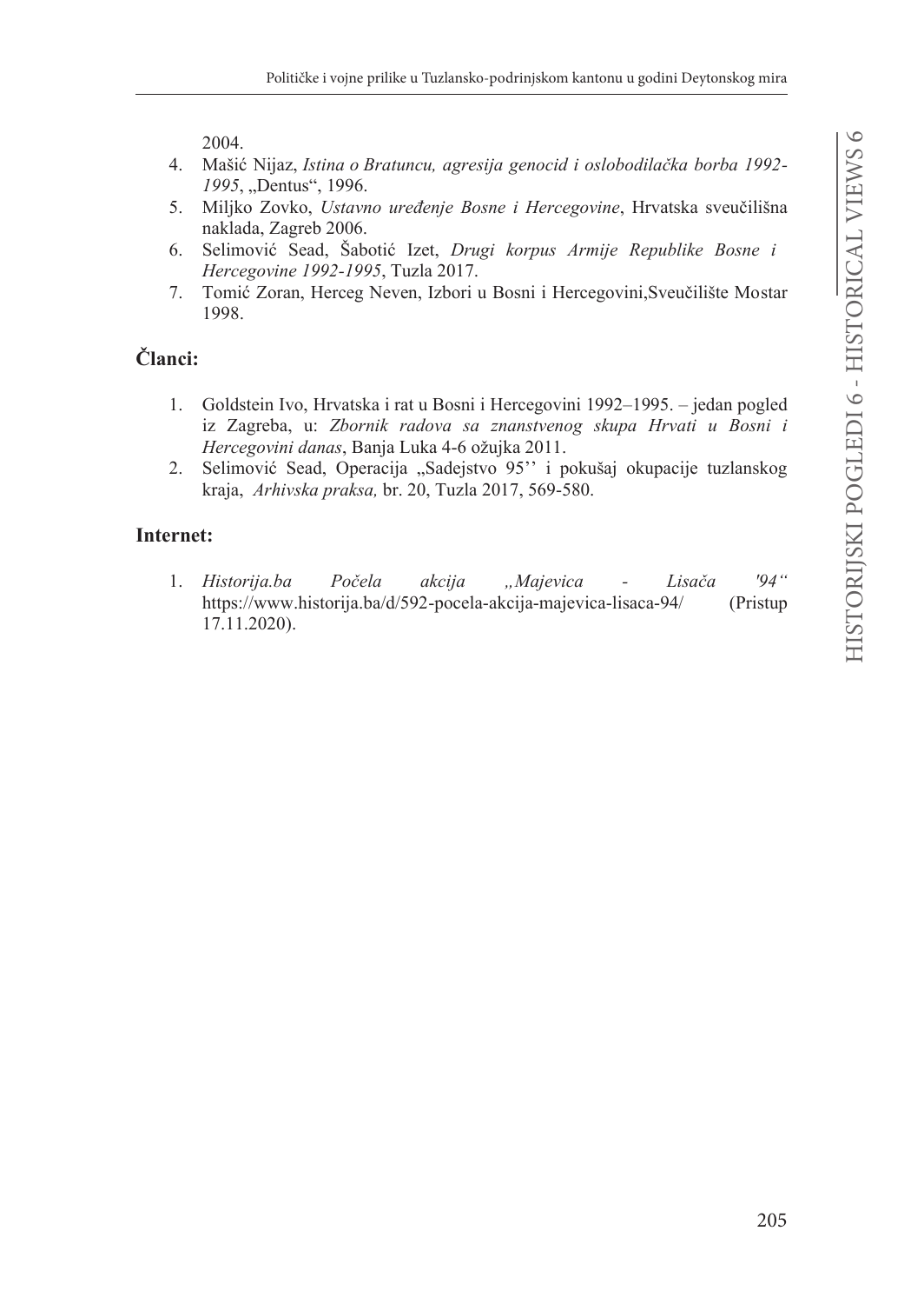2004.

4. Mašić Nijaz, *Istina o Bratuncu, agresija genocid i oslobodilačka borba 1992-1995*, „Dentus", 1996.
5. Miljko Zovko, *Ustavno uređenje Bosne i Hercegovine*, Hrvatska sveučilišna naklada, Zagreb 2006.
6. Selimović Sead, Šabotić Izet, *Drugi korpus Armije Republike Bosne i Hercegovine 1992-1995*, Tuzla 2017.
7. Tomić Zoran, Herceg Neven, Izbori u Bosni i Hercegovini,Sveučilište Mostar 1998.

## Članci:

1. Goldstein Ivo, Hrvatska i rat u Bosni i Hercegovini 1992–1995. – jedan pogled iz Zagreba, u: *Zbornik radova sa znanstvenog skupa Hrvati u Bosni i Hercegovini danas*, Banja Luka 4-6 ožujka 2011.
2. Selimović Sead, Operacija „Sadejstvo 95'' i pokušaj okupacije tuzlanskog kraja, *Arhivska praksa,* br. 20, Tuzla 2017, 569-580.

## Internet:

1. *Historija.ba Počela akcija „Majevica - Lisača '94"* https://www.historija.ba/d/592-pocela-akcija-majevica-lisaca-94/ (Pristup 17.11.2020).